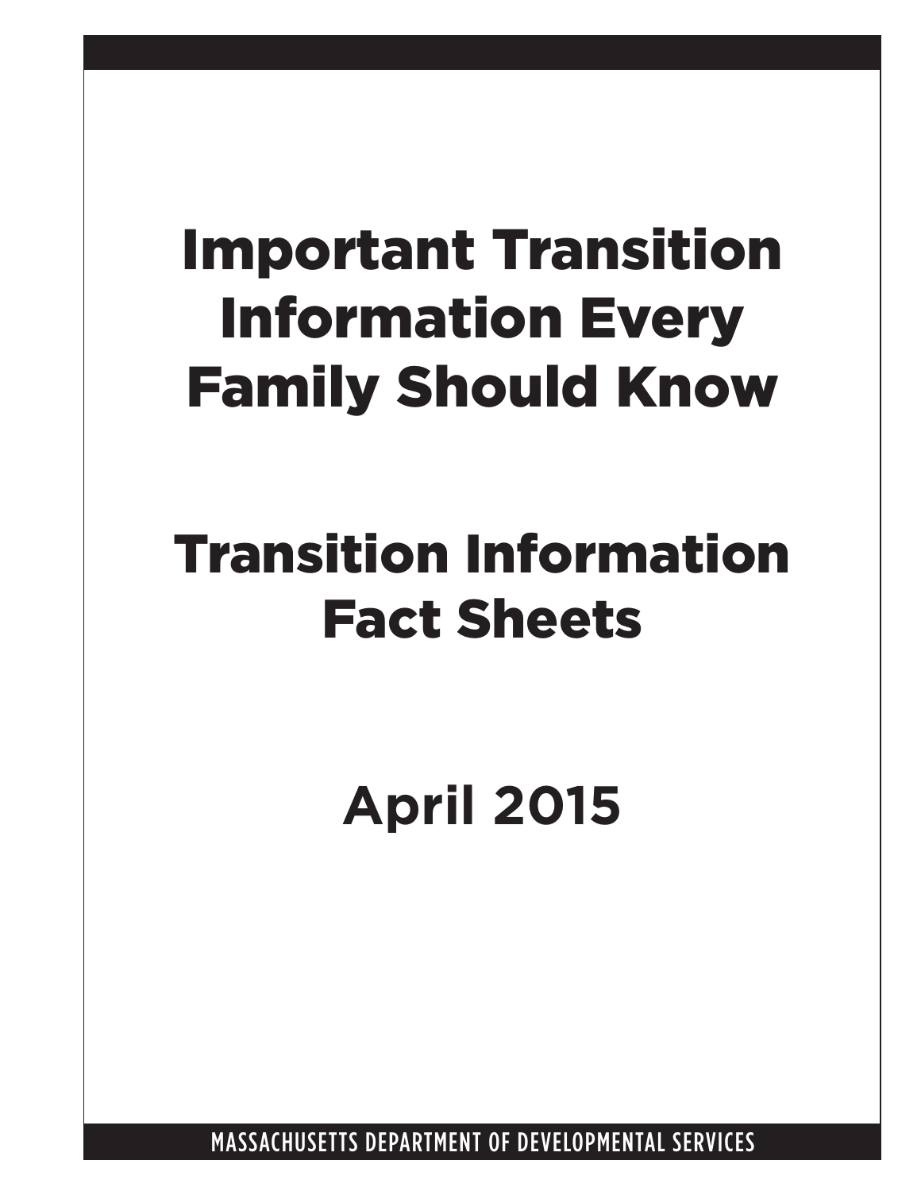# Important Transition Information Every Family Should Know

## Transition Information Fact Sheets

## April 2015

MASSACHUSETTS DEPARTMENT OF DEVELOPMENTAL SERVICES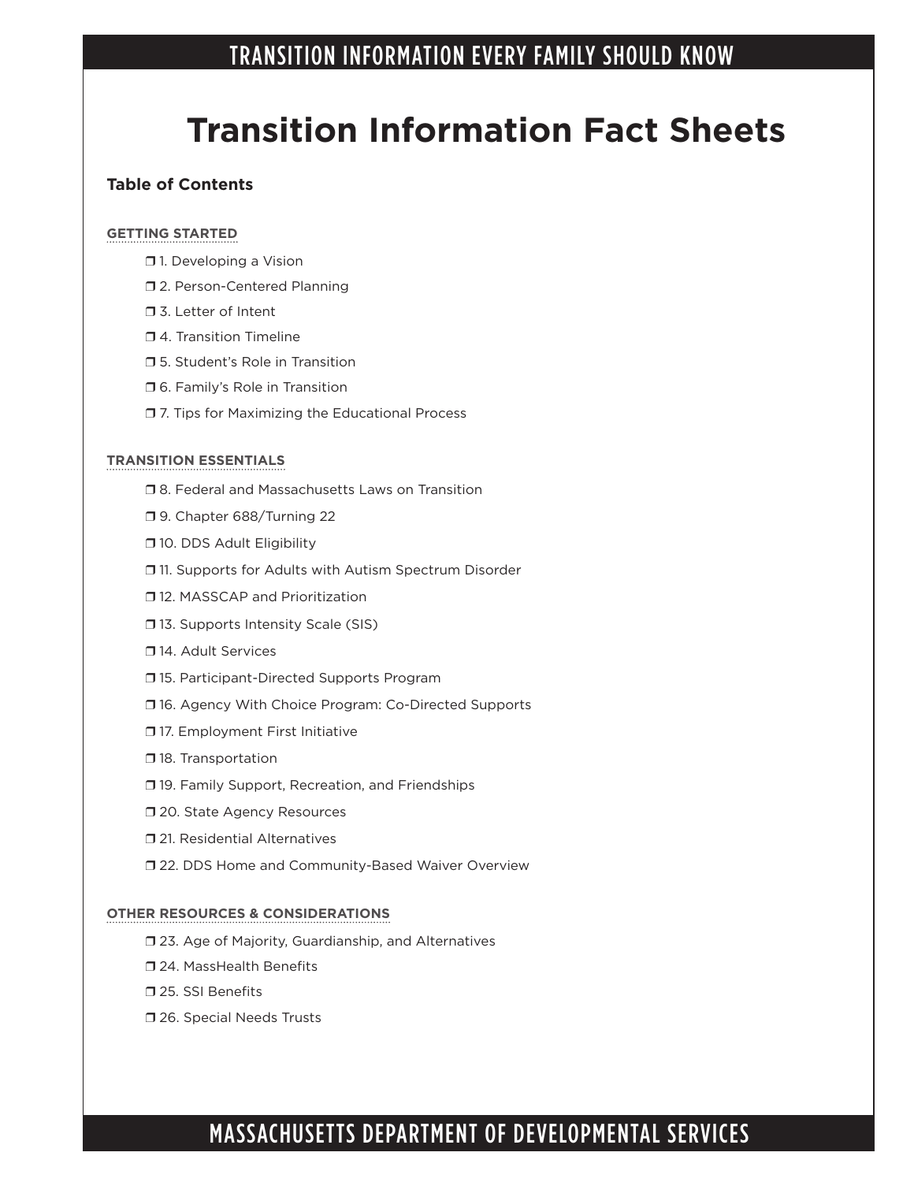# Transition Information Fact Sheets

**Table of Contents**

**GETTING STARTED**

- ❐ 1. Developing a Vision
- ❐ 2. Person-Centered Planning
- ❐ 3. Letter of Intent
- ❐ 4. Transition Timeline
- ❐ 5. Student's Role in Transition
- ❐ 6. Family's Role in Transition
- ❐ 7. Tips for Maximizing the Educational Process

**TRANSITION ESSENTIALS**

- ❐ 8. Federal and Massachusetts Laws on Transition
- ❐ 9. Chapter 688/Turning 22
- ❐ 10. DDS Adult Eligibility
- ❐ 11. Supports for Adults with Autism Spectrum Disorder
- ❐ 12. MASSCAP and Prioritization
- ❐ 13. Supports Intensity Scale (SIS)
- ❐ 14. Adult Services
- ❐ 15. Participant-Directed Supports Program
- ❐ 16. Agency With Choice Program: Co-Directed Supports
- ❐ 17. Employment First Initiative
- ❐ 18. Transportation
- ❐ 19. Family Support, Recreation, and Friendships
- ❐ 20. State Agency Resources
- ❐ 21. Residential Alternatives
- ❐ 22. DDS Home and Community-Based Waiver Overview

**OTHER RESOURCES & CONSIDERATIONS**

- ❐ 23. Age of Majority, Guardianship, and Alternatives
- ❐ 24. MassHealth Benefits
- ❐ 25. SSI Benefits
- ❐ 26. Special Needs Trusts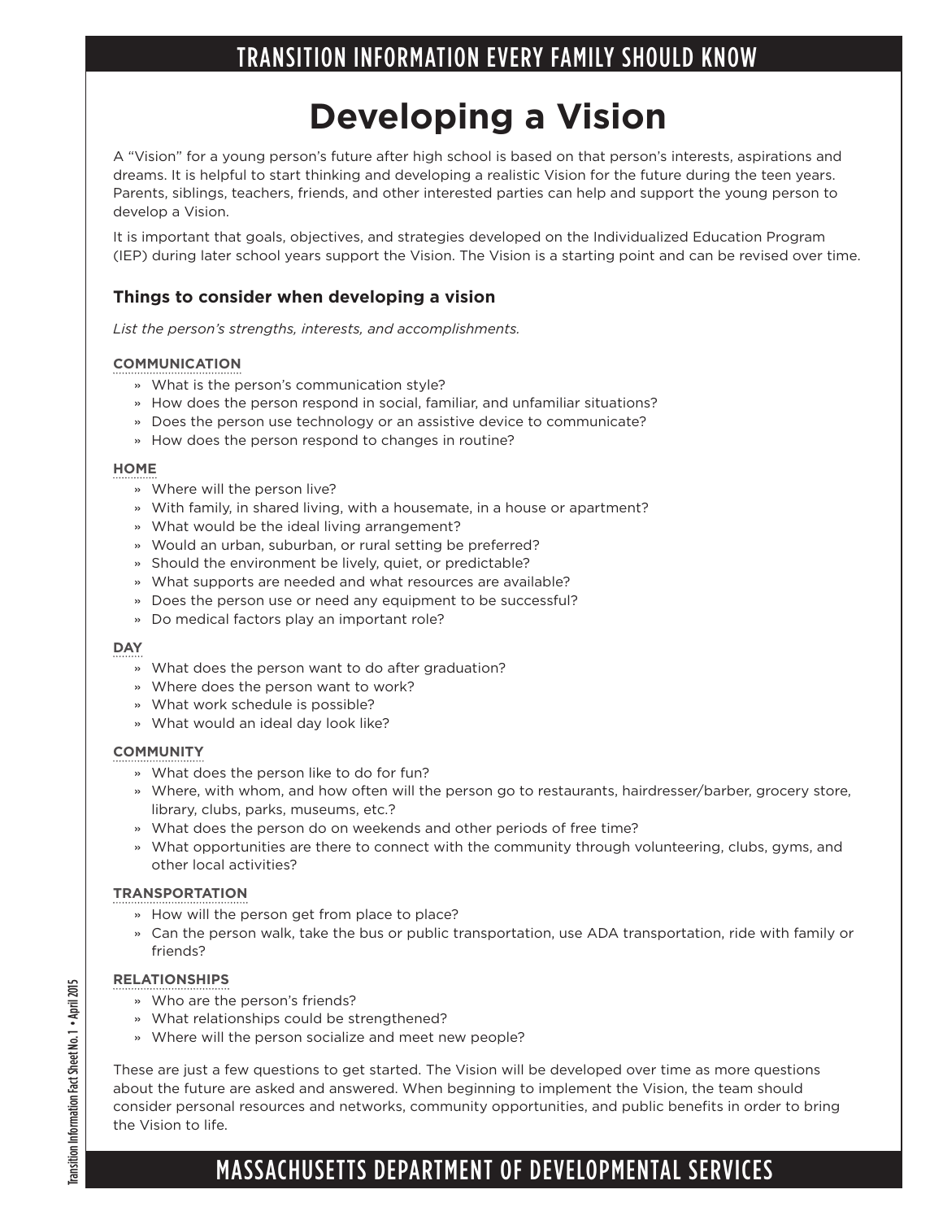# Developing a Vision

A "Vision" for a young person's future after high school is based on that person's interests, aspirations and dreams. It is helpful to start thinking and developing a realistic Vision for the future during the teen years. Parents, siblings, teachers, friends, and other interested parties can help and support the young person to develop a Vision.

It is important that goals, objectives, and strategies developed on the Individualized Education Program (IEP) during later school years support the Vision. The Vision is a starting point and can be revised over time.

### Things to consider when developing a vision

*List the person's strengths, interests, and accomplishments.*

**COMMUNICATION**

- What is the person's communication style?
- How does the person respond in social, familiar, and unfamiliar situations?
- Does the person use technology or an assistive device to communicate?
- How does the person respond to changes in routine?

**HOME**

- Where will the person live?
- With family, in shared living, with a housemate, in a house or apartment?
- What would be the ideal living arrangement?
- Would an urban, suburban, or rural setting be preferred?
- Should the environment be lively, quiet, or predictable?
- What supports are needed and what resources are available?
- Does the person use or need any equipment to be successful?
- Do medical factors play an important role?

**DAY**

- What does the person want to do after graduation?
- Where does the person want to work?
- What work schedule is possible?
- What would an ideal day look like?

**COMMUNITY**

- What does the person like to do for fun?
- Where, with whom, and how often will the person go to restaurants, hairdresser/barber, grocery store, library, clubs, parks, museums, etc.?
- What does the person do on weekends and other periods of free time?
- What opportunities are there to connect with the community through volunteering, clubs, gyms, and other local activities?

**TRANSPORTATION**

- How will the person get from place to place?
- Can the person walk, take the bus or public transportation, use ADA transportation, ride with family or friends?

**RELATIONSHIPS**

- Who are the person's friends?
- What relationships could be strengthened?
- Where will the person socialize and meet new people?

These are just a few questions to get started. The Vision will be developed over time as more questions about the future are asked and answered. When beginning to implement the Vision, the team should consider personal resources and networks, community opportunities, and public benefits in order to bring the Vision to life.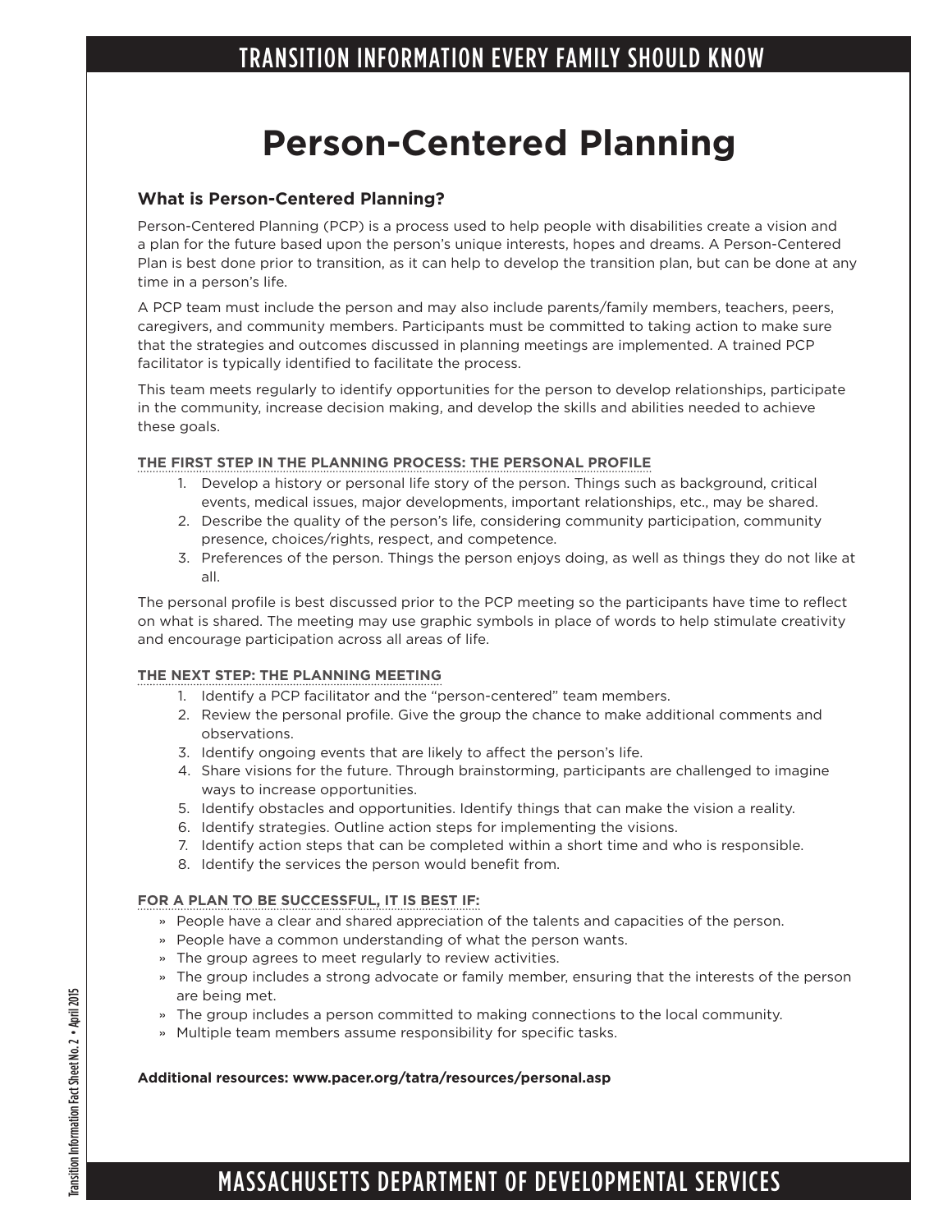# Person-Centered Planning

## What is Person-Centered Planning?

Person-Centered Planning (PCP) is a process used to help people with disabilities create a vision and a plan for the future based upon the person's unique interests, hopes and dreams. A Person-Centered Plan is best done prior to transition, as it can help to develop the transition plan, but can be done at any time in a person's life.

A PCP team must include the person and may also include parents/family members, teachers, peers, caregivers, and community members. Participants must be committed to taking action to make sure that the strategies and outcomes discussed in planning meetings are implemented. A trained PCP facilitator is typically identified to facilitate the process.

This team meets regularly to identify opportunities for the person to develop relationships, participate in the community, increase decision making, and develop the skills and abilities needed to achieve these goals.

### THE FIRST STEP IN THE PLANNING PROCESS: THE PERSONAL PROFILE

1. Develop a history or personal life story of the person. Things such as background, critical events, medical issues, major developments, important relationships, etc., may be shared.
2. Describe the quality of the person's life, considering community participation, community presence, choices/rights, respect, and competence.
3. Preferences of the person. Things the person enjoys doing, as well as things they do not like at all.

The personal profile is best discussed prior to the PCP meeting so the participants have time to reflect on what is shared. The meeting may use graphic symbols in place of words to help stimulate creativity and encourage participation across all areas of life.

### THE NEXT STEP: THE PLANNING MEETING

1. Identify a PCP facilitator and the "person-centered" team members.
2. Review the personal profile. Give the group the chance to make additional comments and observations.
3. Identify ongoing events that are likely to affect the person's life.
4. Share visions for the future. Through brainstorming, participants are challenged to imagine ways to increase opportunities.
5. Identify obstacles and opportunities. Identify things that can make the vision a reality.
6. Identify strategies. Outline action steps for implementing the visions.
7. Identify action steps that can be completed within a short time and who is responsible.
8. Identify the services the person would benefit from.

### FOR A PLAN TO BE SUCCESSFUL, IT IS BEST IF:

- People have a clear and shared appreciation of the talents and capacities of the person.
- People have a common understanding of what the person wants.
- The group agrees to meet regularly to review activities.
- The group includes a strong advocate or family member, ensuring that the interests of the person are being met.
- The group includes a person committed to making connections to the local community.
- Multiple team members assume responsibility for specific tasks.

**Additional resources: www.pacer.org/tatra/resources/personal.asp**

Transition Information Fact Sheet No. 2 • April 2015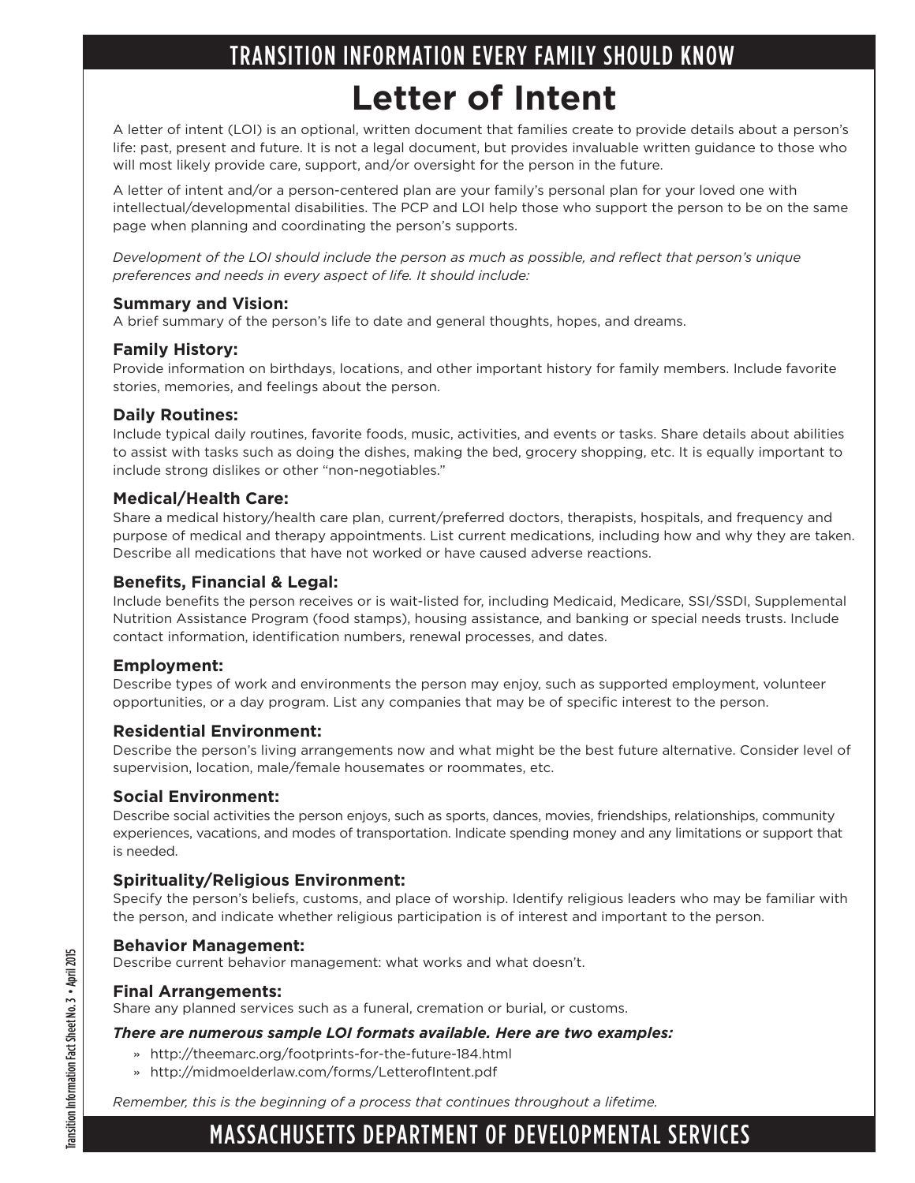## TRANSITION INFORMATION EVERY FAMILY SHOULD KNOW

# Letter of Intent

A letter of intent (LOI) is an optional, written document that families create to provide details about a person's life: past, present and future. It is not a legal document, but provides invaluable written guidance to those who will most likely provide care, support, and/or oversight for the person in the future.

A letter of intent and/or a person-centered plan are your family's personal plan for your loved one with intellectual/developmental disabilities. The PCP and LOI help those who support the person to be on the same page when planning and coordinating the person's supports.

*Development of the LOI should include the person as much as possible, and reflect that person's unique preferences and needs in every aspect of life. It should include:*

**Summary and Vision:**
A brief summary of the person's life to date and general thoughts, hopes, and dreams.

**Family History:**
Provide information on birthdays, locations, and other important history for family members. Include favorite stories, memories, and feelings about the person.

**Daily Routines:**
Include typical daily routines, favorite foods, music, activities, and events or tasks. Share details about abilities to assist with tasks such as doing the dishes, making the bed, grocery shopping, etc. It is equally important to include strong dislikes or other "non-negotiables."

**Medical/Health Care:**
Share a medical history/health care plan, current/preferred doctors, therapists, hospitals, and frequency and purpose of medical and therapy appointments. List current medications, including how and why they are taken. Describe all medications that have not worked or have caused adverse reactions.

**Benefits, Financial & Legal:**
Include benefits the person receives or is wait-listed for, including Medicaid, Medicare, SSI/SSDI, Supplemental Nutrition Assistance Program (food stamps), housing assistance, and banking or special needs trusts. Include contact information, identification numbers, renewal processes, and dates.

**Employment:**
Describe types of work and environments the person may enjoy, such as supported employment, volunteer opportunities, or a day program. List any companies that may be of specific interest to the person.

**Residential Environment:**
Describe the person's living arrangements now and what might be the best future alternative. Consider level of supervision, location, male/female housemates or roommates, etc.

**Social Environment:**
Describe social activities the person enjoys, such as sports, dances, movies, friendships, relationships, community experiences, vacations, and modes of transportation. Indicate spending money and any limitations or support that is needed.

**Spirituality/Religious Environment:**
Specify the person's beliefs, customs, and place of worship. Identify religious leaders who may be familiar with the person, and indicate whether religious participation is of interest and important to the person.

**Behavior Management:**
Describe current behavior management: what works and what doesn't.

**Final Arrangements:**
Share any planned services such as a funeral, cremation or burial, or customs.

***There are numerous sample LOI formats available. Here are two examples:***

- http://theemarc.org/footprints-for-the-future-184.html
- http://midmoelderlaw.com/forms/LetterofIntent.pdf

*Remember, this is the beginning of a process that continues throughout a lifetime.*

Transition Information Fact Sheet No. 3 • April 2015

## MASSACHUSETTS DEPARTMENT OF DEVELOPMENTAL SERVICES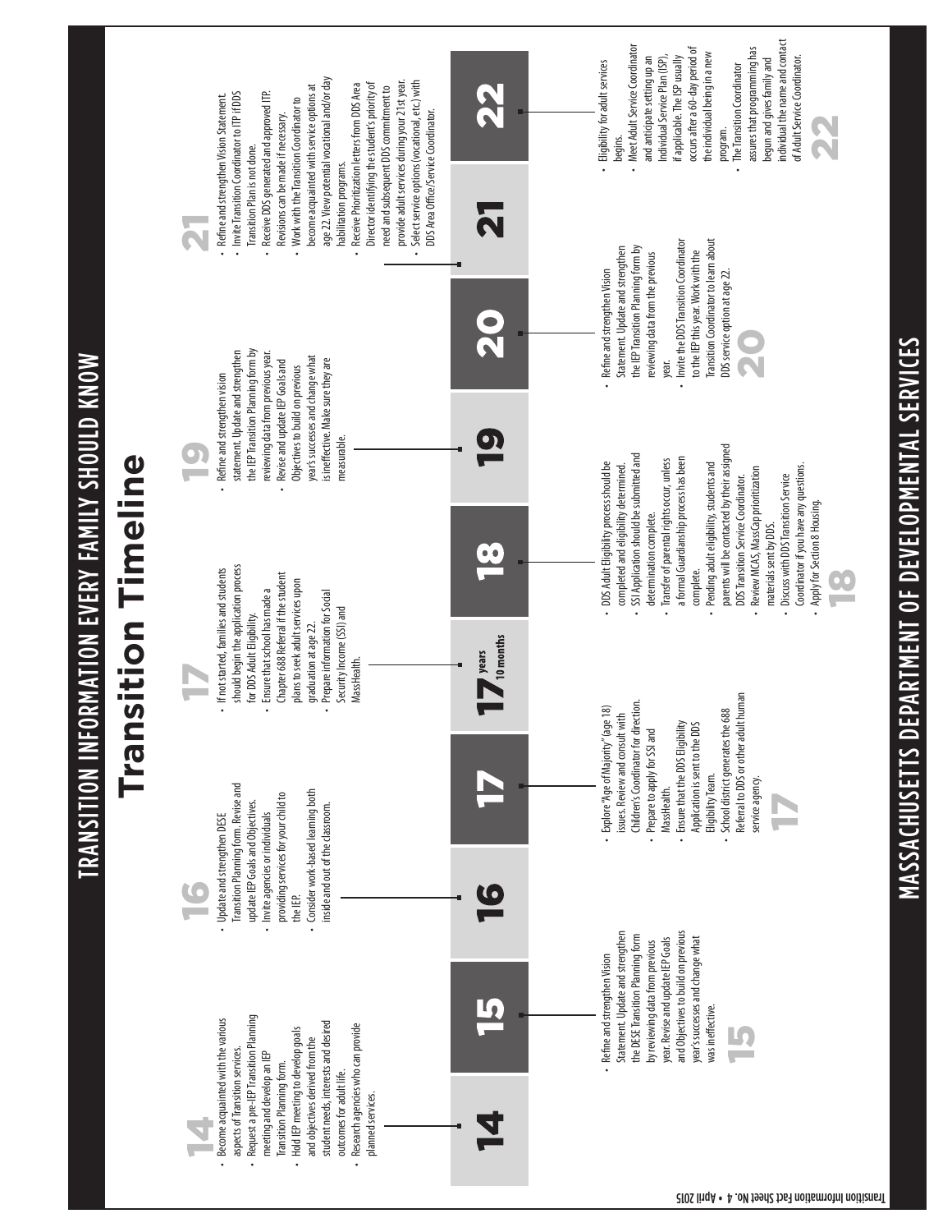# TRANSITION INFORMATION EVERY FAMILY SHOULD KNOW

## Transition Timeline

### 14

- Become acquainted with the various aspects of Transition services.
- Request a pre-IEP Transition Planning meeting and develop an IEP Transition Planning form.
- Hold IEP meeting to develop goals and objectives derived from the student needs, interests and desired outcomes for adult life.
- Research agencies who can provide planned services.

### 15

- Refine and strengthen Vision Statement. Update and strengthen the DESE Transition Planning form by reviewing data from previous year. Revise and update IEP Goals and Objectives to build on previous year's successes and change what was ineffective.

### 16

- Update and strengthen DESE Transition Planning form. Revise and update IEP Goals and Objectives.
- Invite agencies or individuals providing services for your child to the IEP.
- Consider work-based learning both inside and out of the classroom.

### 17

- Explore "Age of Majority" (age 18) issues. Review and consult with Children's Coordinator for direction.
- Prepare to apply for SSI and MassHealth.
- Ensure that the DDS Eligibility Application is sent to the DDS Eligibility Team.
- School district generates the 688 Referral to DDS or other adult human service agency.

### 17 years 10 months

- If not started, families and students should begin the application process for DDS Adult Eligibility.
- Ensure that school has made a Chapter 688 Referral if the student plans to seek adult services upon graduation at age 22.
- Prepare information for Social Security Income (SSI) and MassHealth.

### 18

- DDS Adult Eligibility process should be completed and eligibility determined.
- SSI Application should be submitted and determination complete.
- Transfer of parental rights occur, unless a formal Guardianship process has been complete.
- Pending adult eligibility, students and parents will be contacted by their assigned DDS Transition Service Coordinator.
- Review MCAS, MassCap prioritization materials sent by DDS.
- Discuss with DDS Transition Service Coordinator if you have any questions.
- Apply for Section 8 Housing.

### 19

- Refine and strengthen vision statement. Update and strengthen the IEP Transition Planning form by reviewing data from previous year.
- Revise and update IEP Goals and Objectives to build on previous year's successes and change what is ineffective. Make sure they are measurable.

### 20

- Refine and strengthen Vision Statement. Update and strengthen the IEP Transition Planning form by reviewing data from the previous year.
- Invite the DDS Transition Coordinator to the IEP this year. Work with the Transition Coordinator to learn about DDS service option at age 22.

### 21

- Refine and strengthen Vision Statement.
- Invite Transition Coordinator to ITP if DDS Transition Plan is not done.
- Receive DDS generated and approved ITP. Revisions can be made if necessary.
- Work with the Transition Coordinator to become acquainted with service options at age 22. View potential vocational and/or day habilitation programs.
- Receive Prioritization letters from DDS Area Director identifying the student's priority of need and subsequent DDS commitment to provide adult services during your 21st year.
- Select service options (vocational, etc.) with DDS Area Office/Service Coordinator.

### 22

- Eligibility for adult services begins.
- Meet Adult Service Coordinator and anticipate setting up an Individual Service Plan (ISP), if applicable. The ISP usually occurs after a 60-day period of the individual being in a new program.
- The Transition Coordinator assures that programming has begun and gives family and individual the name and contact of Adult Service Coordinator.

## MASSACHUSETTS DEPARTMENT OF DEVELOPMENTAL SERVICES

Transition Information Fact Sheet No. 4 • April 2015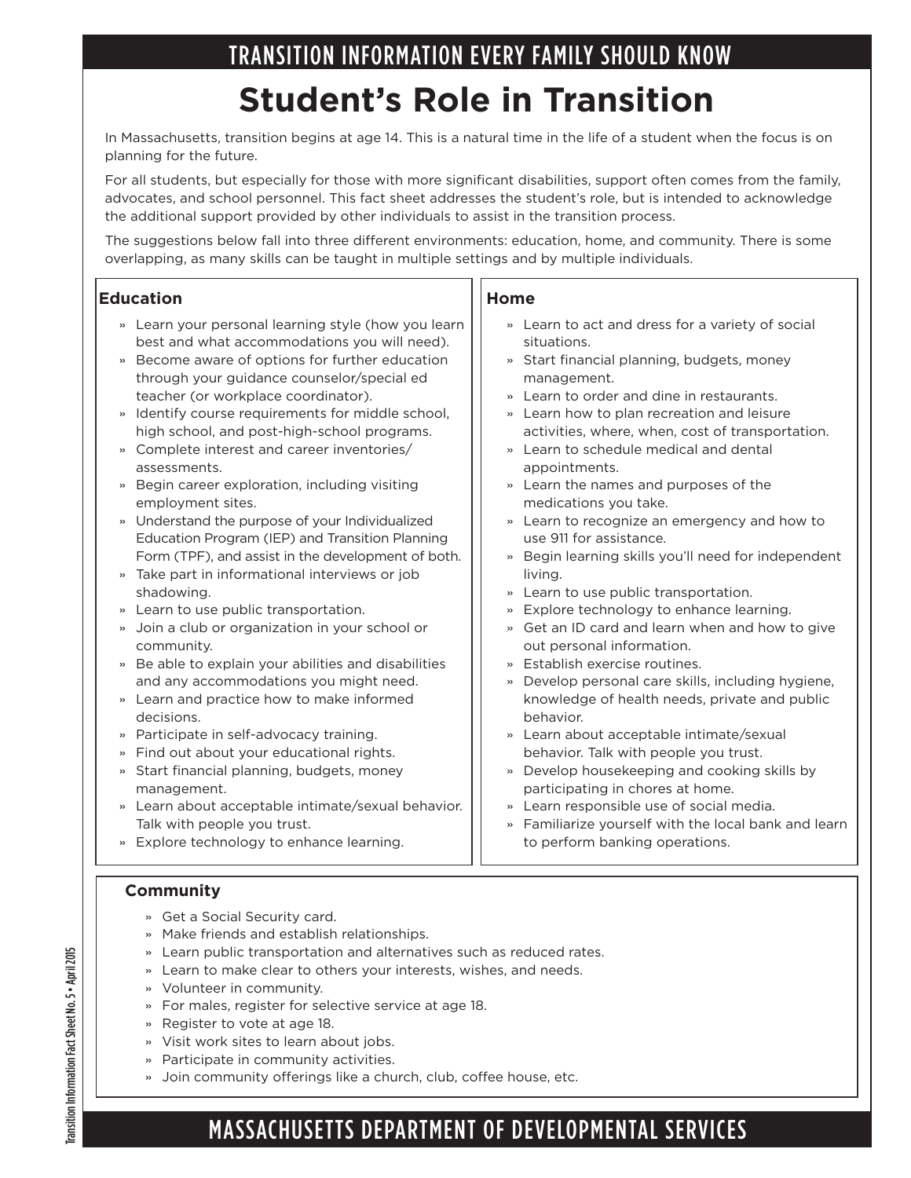TRANSITION INFORMATION EVERY FAMILY SHOULD KNOW

# Student's Role in Transition

In Massachusetts, transition begins at age 14. This is a natural time in the life of a student when the focus is on planning for the future.

For all students, but especially for those with more significant disabilities, support often comes from the family, advocates, and school personnel. This fact sheet addresses the student's role, but is intended to acknowledge the additional support provided by other individuals to assist in the transition process.

The suggestions below fall into three different environments: education, home, and community. There is some overlapping, as many skills can be taught in multiple settings and by multiple individuals.

## Education

- Learn your personal learning style (how you learn best and what accommodations you will need).
- Become aware of options for further education through your guidance counselor/special ed teacher (or workplace coordinator).
- Identify course requirements for middle school, high school, and post-high-school programs.
- Complete interest and career inventories/assessments.
- Begin career exploration, including visiting employment sites.
- Understand the purpose of your Individualized Education Program (IEP) and Transition Planning Form (TPF), and assist in the development of both.
- Take part in informational interviews or job shadowing.
- Learn to use public transportation.
- Join a club or organization in your school or community.
- Be able to explain your abilities and disabilities and any accommodations you might need.
- Learn and practice how to make informed decisions.
- Participate in self-advocacy training.
- Find out about your educational rights.
- Start financial planning, budgets, money management.
- Learn about acceptable intimate/sexual behavior. Talk with people you trust.
- Explore technology to enhance learning.

## Home

- Learn to act and dress for a variety of social situations.
- Start financial planning, budgets, money management.
- Learn to order and dine in restaurants.
- Learn how to plan recreation and leisure activities, where, when, cost of transportation.
- Learn to schedule medical and dental appointments.
- Learn the names and purposes of the medications you take.
- Learn to recognize an emergency and how to use 911 for assistance.
- Begin learning skills you'll need for independent living.
- Learn to use public transportation.
- Explore technology to enhance learning.
- Get an ID card and learn when and how to give out personal information.
- Establish exercise routines.
- Develop personal care skills, including hygiene, knowledge of health needs, private and public behavior.
- Learn about acceptable intimate/sexual behavior. Talk with people you trust.
- Develop housekeeping and cooking skills by participating in chores at home.
- Learn responsible use of social media.
- Familiarize yourself with the local bank and learn to perform banking operations.

## Community

- Get a Social Security card.
- Make friends and establish relationships.
- Learn public transportation and alternatives such as reduced rates.
- Learn to make clear to others your interests, wishes, and needs.
- Volunteer in community.
- For males, register for selective service at age 18.
- Register to vote at age 18.
- Visit work sites to learn about jobs.
- Participate in community activities.
- Join community offerings like a church, club, coffee house, etc.

MASSACHUSETTS DEPARTMENT OF DEVELOPMENTAL SERVICES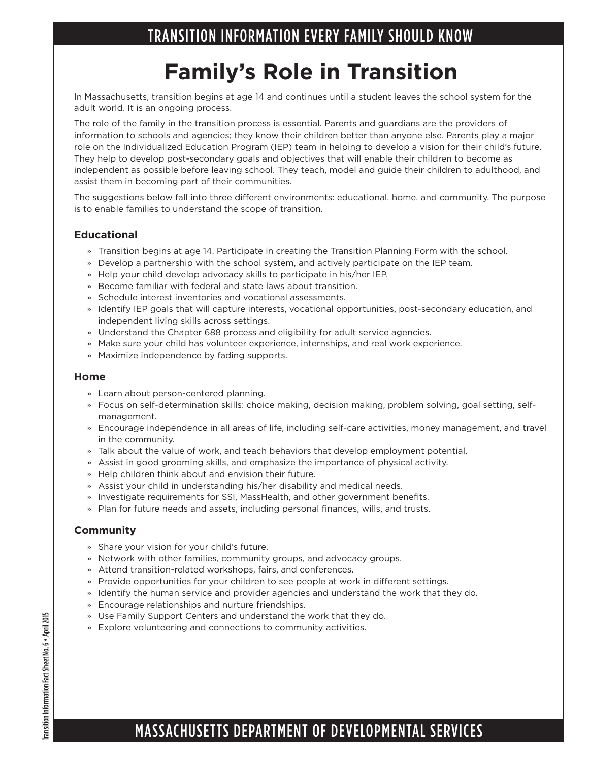# TRANSITION INFORMATION EVERY FAMILY SHOULD KNOW

## Family's Role in Transition

In Massachusetts, transition begins at age 14 and continues until a student leaves the school system for the adult world. It is an ongoing process.

The role of the family in the transition process is essential. Parents and guardians are the providers of information to schools and agencies; they know their children better than anyone else. Parents play a major role on the Individualized Education Program (IEP) team in helping to develop a vision for their child's future. They help to develop post-secondary goals and objectives that will enable their children to become as independent as possible before leaving school. They teach, model and guide their children to adulthood, and assist them in becoming part of their communities.

The suggestions below fall into three different environments: educational, home, and community. The purpose is to enable families to understand the scope of transition.

### Educational

- Transition begins at age 14. Participate in creating the Transition Planning Form with the school.
- Develop a partnership with the school system, and actively participate on the IEP team.
- Help your child develop advocacy skills to participate in his/her IEP.
- Become familiar with federal and state laws about transition.
- Schedule interest inventories and vocational assessments.
- Identify IEP goals that will capture interests, vocational opportunities, post-secondary education, and independent living skills across settings.
- Understand the Chapter 688 process and eligibility for adult service agencies.
- Make sure your child has volunteer experience, internships, and real work experience.
- Maximize independence by fading supports.

### Home

- Learn about person-centered planning.
- Focus on self-determination skills: choice making, decision making, problem solving, goal setting, self-management.
- Encourage independence in all areas of life, including self-care activities, money management, and travel in the community.
- Talk about the value of work, and teach behaviors that develop employment potential.
- Assist in good grooming skills, and emphasize the importance of physical activity.
- Help children think about and envision their future.
- Assist your child in understanding his/her disability and medical needs.
- Investigate requirements for SSI, MassHealth, and other government benefits.
- Plan for future needs and assets, including personal finances, wills, and trusts.

### Community

- Share your vision for your child's future.
- Network with other families, community groups, and advocacy groups.
- Attend transition-related workshops, fairs, and conferences.
- Provide opportunities for your children to see people at work in different settings.
- Identify the human service and provider agencies and understand the work that they do.
- Encourage relationships and nurture friendships.
- Use Family Support Centers and understand the work that they do.
- Explore volunteering and connections to community activities.

Transition Information Fact Sheet No. 6 • April 2015

MASSACHUSETTS DEPARTMENT OF DEVELOPMENTAL SERVICES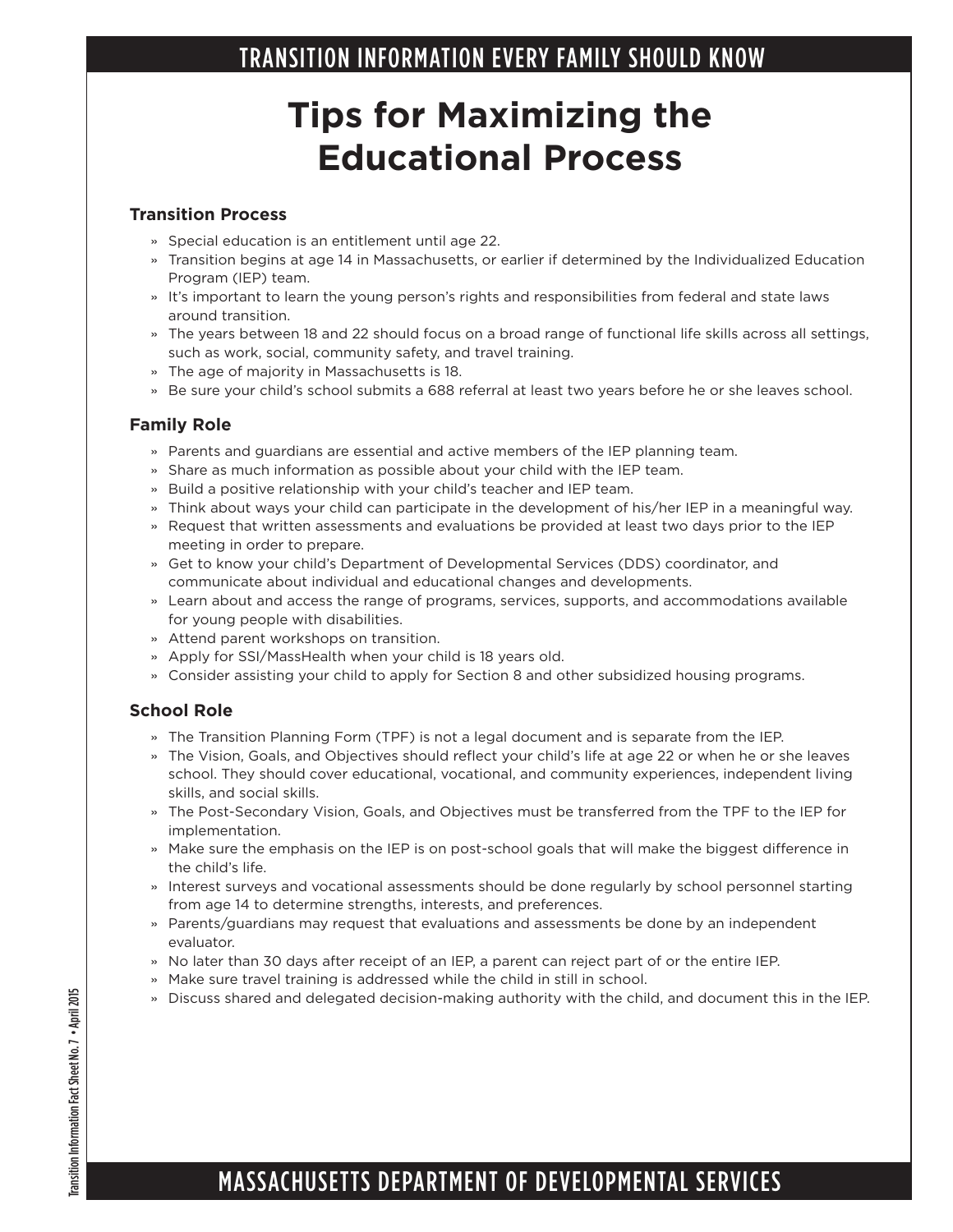# TRANSITION INFORMATION EVERY FAMILY SHOULD KNOW

## Tips for Maximizing the Educational Process

### Transition Process

- Special education is an entitlement until age 22.
- Transition begins at age 14 in Massachusetts, or earlier if determined by the Individualized Education Program (IEP) team.
- It's important to learn the young person's rights and responsibilities from federal and state laws around transition.
- The years between 18 and 22 should focus on a broad range of functional life skills across all settings, such as work, social, community safety, and travel training.
- The age of majority in Massachusetts is 18.
- Be sure your child's school submits a 688 referral at least two years before he or she leaves school.

### Family Role

- Parents and guardians are essential and active members of the IEP planning team.
- Share as much information as possible about your child with the IEP team.
- Build a positive relationship with your child's teacher and IEP team.
- Think about ways your child can participate in the development of his/her IEP in a meaningful way.
- Request that written assessments and evaluations be provided at least two days prior to the IEP meeting in order to prepare.
- Get to know your child's Department of Developmental Services (DDS) coordinator, and communicate about individual and educational changes and developments.
- Learn about and access the range of programs, services, supports, and accommodations available for young people with disabilities.
- Attend parent workshops on transition.
- Apply for SSI/MassHealth when your child is 18 years old.
- Consider assisting your child to apply for Section 8 and other subsidized housing programs.

### School Role

- The Transition Planning Form (TPF) is not a legal document and is separate from the IEP.
- The Vision, Goals, and Objectives should reflect your child's life at age 22 or when he or she leaves school. They should cover educational, vocational, and community experiences, independent living skills, and social skills.
- The Post-Secondary Vision, Goals, and Objectives must be transferred from the TPF to the IEP for implementation.
- Make sure the emphasis on the IEP is on post-school goals that will make the biggest difference in the child's life.
- Interest surveys and vocational assessments should be done regularly by school personnel starting from age 14 to determine strengths, interests, and preferences.
- Parents/guardians may request that evaluations and assessments be done by an independent evaluator.
- No later than 30 days after receipt of an IEP, a parent can reject part of or the entire IEP.
- Make sure travel training is addressed while the child in still in school.
- Discuss shared and delegated decision-making authority with the child, and document this in the IEP.

Transition Information Fact Sheet No. 7 • April 2015

MASSACHUSETTS DEPARTMENT OF DEVELOPMENTAL SERVICES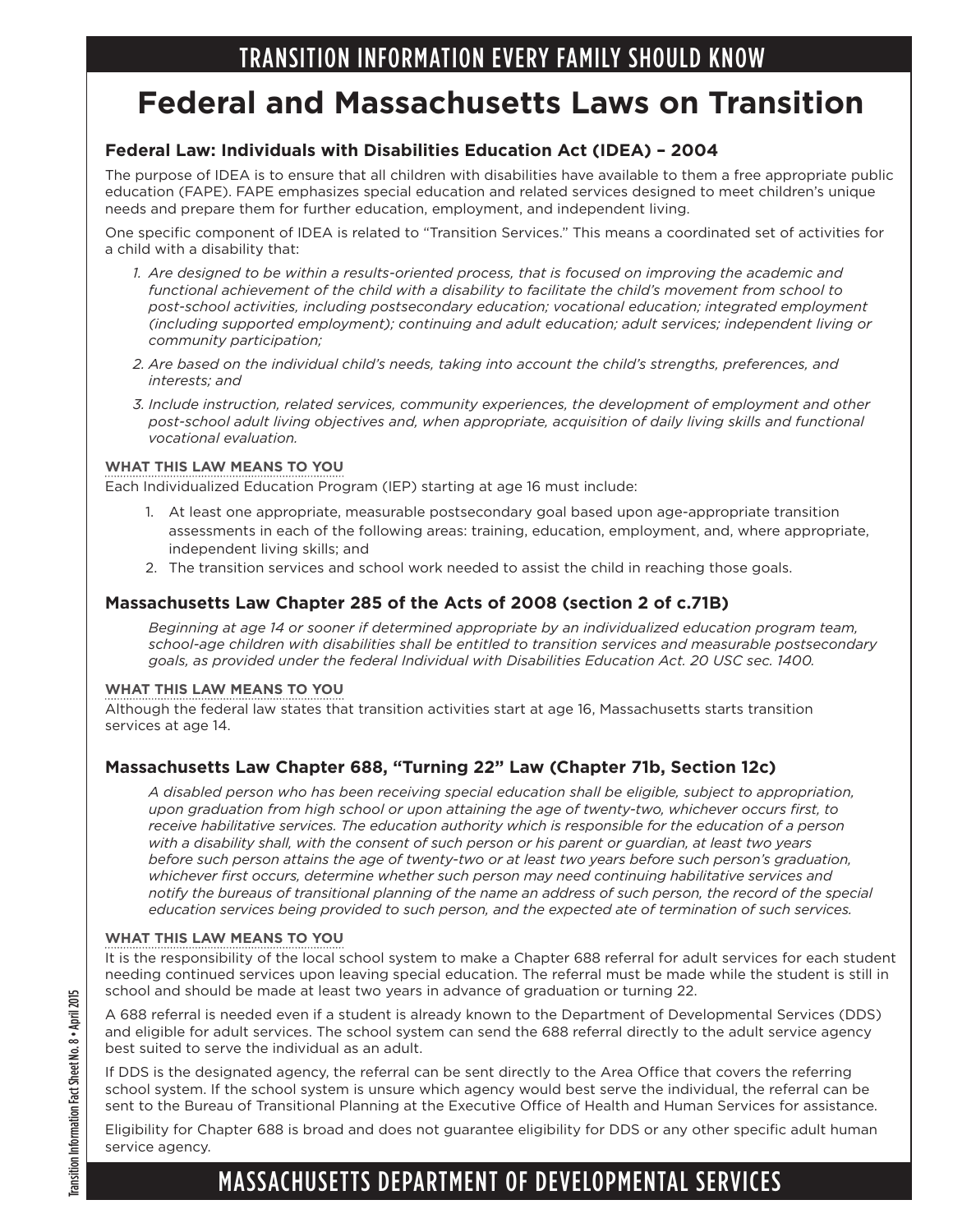TRANSITION INFORMATION EVERY FAMILY SHOULD KNOW

# Federal and Massachusetts Laws on Transition

### Federal Law: Individuals with Disabilities Education Act (IDEA) – 2004

The purpose of IDEA is to ensure that all children with disabilities have available to them a free appropriate public education (FAPE). FAPE emphasizes special education and related services designed to meet children's unique needs and prepare them for further education, employment, and independent living.

One specific component of IDEA is related to "Transition Services." This means a coordinated set of activities for a child with a disability that:

1. *Are designed to be within a results-oriented process, that is focused on improving the academic and functional achievement of the child with a disability to facilitate the child's movement from school to post-school activities, including postsecondary education; vocational education; integrated employment (including supported employment); continuing and adult education; adult services; independent living or community participation;*
2. *Are based on the individual child's needs, taking into account the child's strengths, preferences, and interests; and*
3. *Include instruction, related services, community experiences, the development of employment and other post-school adult living objectives and, when appropriate, acquisition of daily living skills and functional vocational evaluation.*

**WHAT THIS LAW MEANS TO YOU**

Each Individualized Education Program (IEP) starting at age 16 must include:

1. At least one appropriate, measurable postsecondary goal based upon age-appropriate transition assessments in each of the following areas: training, education, employment, and, where appropriate, independent living skills; and
2. The transition services and school work needed to assist the child in reaching those goals.

### Massachusetts Law Chapter 285 of the Acts of 2008 (section 2 of c.71B)

*Beginning at age 14 or sooner if determined appropriate by an individualized education program team, school-age children with disabilities shall be entitled to transition services and measurable postsecondary goals, as provided under the federal Individual with Disabilities Education Act. 20 USC sec. 1400.*

**WHAT THIS LAW MEANS TO YOU**

Although the federal law states that transition activities start at age 16, Massachusetts starts transition services at age 14.

### Massachusetts Law Chapter 688, "Turning 22" Law (Chapter 71b, Section 12c)

*A disabled person who has been receiving special education shall be eligible, subject to appropriation, upon graduation from high school or upon attaining the age of twenty-two, whichever occurs first, to receive habilitative services. The education authority which is responsible for the education of a person with a disability shall, with the consent of such person or his parent or guardian, at least two years before such person attains the age of twenty-two or at least two years before such person's graduation, whichever first occurs, determine whether such person may need continuing habilitative services and notify the bureaus of transitional planning of the name an address of such person, the record of the special education services being provided to such person, and the expected ate of termination of such services.*

**WHAT THIS LAW MEANS TO YOU**

It is the responsibility of the local school system to make a Chapter 688 referral for adult services for each student needing continued services upon leaving special education. The referral must be made while the student is still in school and should be made at least two years in advance of graduation or turning 22.

A 688 referral is needed even if a student is already known to the Department of Developmental Services (DDS) and eligible for adult services. The school system can send the 688 referral directly to the adult service agency best suited to serve the individual as an adult.

If DDS is the designated agency, the referral can be sent directly to the Area Office that covers the referring school system. If the school system is unsure which agency would best serve the individual, the referral can be sent to the Bureau of Transitional Planning at the Executive Office of Health and Human Services for assistance.

Eligibility for Chapter 688 is broad and does not guarantee eligibility for DDS or any other specific adult human service agency.

MASSACHUSETTS DEPARTMENT OF DEVELOPMENTAL SERVICES

Transition Information Fact Sheet No. 8 • April 2015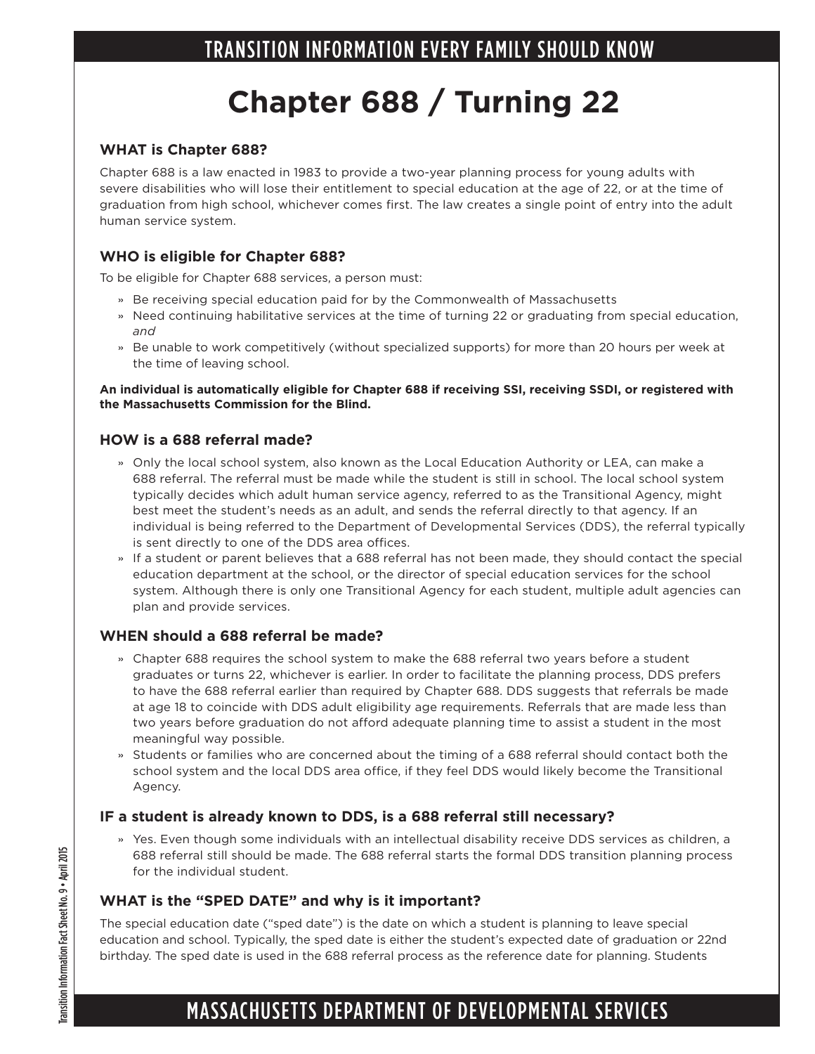TRANSITION INFORMATION EVERY FAMILY SHOULD KNOW

# Chapter 688 / Turning 22

### WHAT is Chapter 688?

Chapter 688 is a law enacted in 1983 to provide a two-year planning process for young adults with severe disabilities who will lose their entitlement to special education at the age of 22, or at the time of graduation from high school, whichever comes first. The law creates a single point of entry into the adult human service system.

### WHO is eligible for Chapter 688?

To be eligible for Chapter 688 services, a person must:

- Be receiving special education paid for by the Commonwealth of Massachusetts
- Need continuing habilitative services at the time of turning 22 or graduating from special education, *and*
- Be unable to work competitively (without specialized supports) for more than 20 hours per week at the time of leaving school.

**An individual is automatically eligible for Chapter 688 if receiving SSI, receiving SSDI, or registered with the Massachusetts Commission for the Blind.**

### HOW is a 688 referral made?

- Only the local school system, also known as the Local Education Authority or LEA, can make a 688 referral. The referral must be made while the student is still in school. The local school system typically decides which adult human service agency, referred to as the Transitional Agency, might best meet the student's needs as an adult, and sends the referral directly to that agency. If an individual is being referred to the Department of Developmental Services (DDS), the referral typically is sent directly to one of the DDS area offices.
- If a student or parent believes that a 688 referral has not been made, they should contact the special education department at the school, or the director of special education services for the school system. Although there is only one Transitional Agency for each student, multiple adult agencies can plan and provide services.

### WHEN should a 688 referral be made?

- Chapter 688 requires the school system to make the 688 referral two years before a student graduates or turns 22, whichever is earlier. In order to facilitate the planning process, DDS prefers to have the 688 referral earlier than required by Chapter 688. DDS suggests that referrals be made at age 18 to coincide with DDS adult eligibility age requirements. Referrals that are made less than two years before graduation do not afford adequate planning time to assist a student in the most meaningful way possible.
- Students or families who are concerned about the timing of a 688 referral should contact both the school system and the local DDS area office, if they feel DDS would likely become the Transitional Agency.

### IF a student is already known to DDS, is a 688 referral still necessary?

- Yes. Even though some individuals with an intellectual disability receive DDS services as children, a 688 referral still should be made. The 688 referral starts the formal DDS transition planning process for the individual student.

### WHAT is the "SPED DATE" and why is it important?

The special education date ("sped date") is the date on which a student is planning to leave special education and school. Typically, the sped date is either the student's expected date of graduation or 22nd birthday. The sped date is used in the 688 referral process as the reference date for planning. Students

MASSACHUSETTS DEPARTMENT OF DEVELOPMENTAL SERVICES

Transition Information Fact Sheet No. 9 • April 2015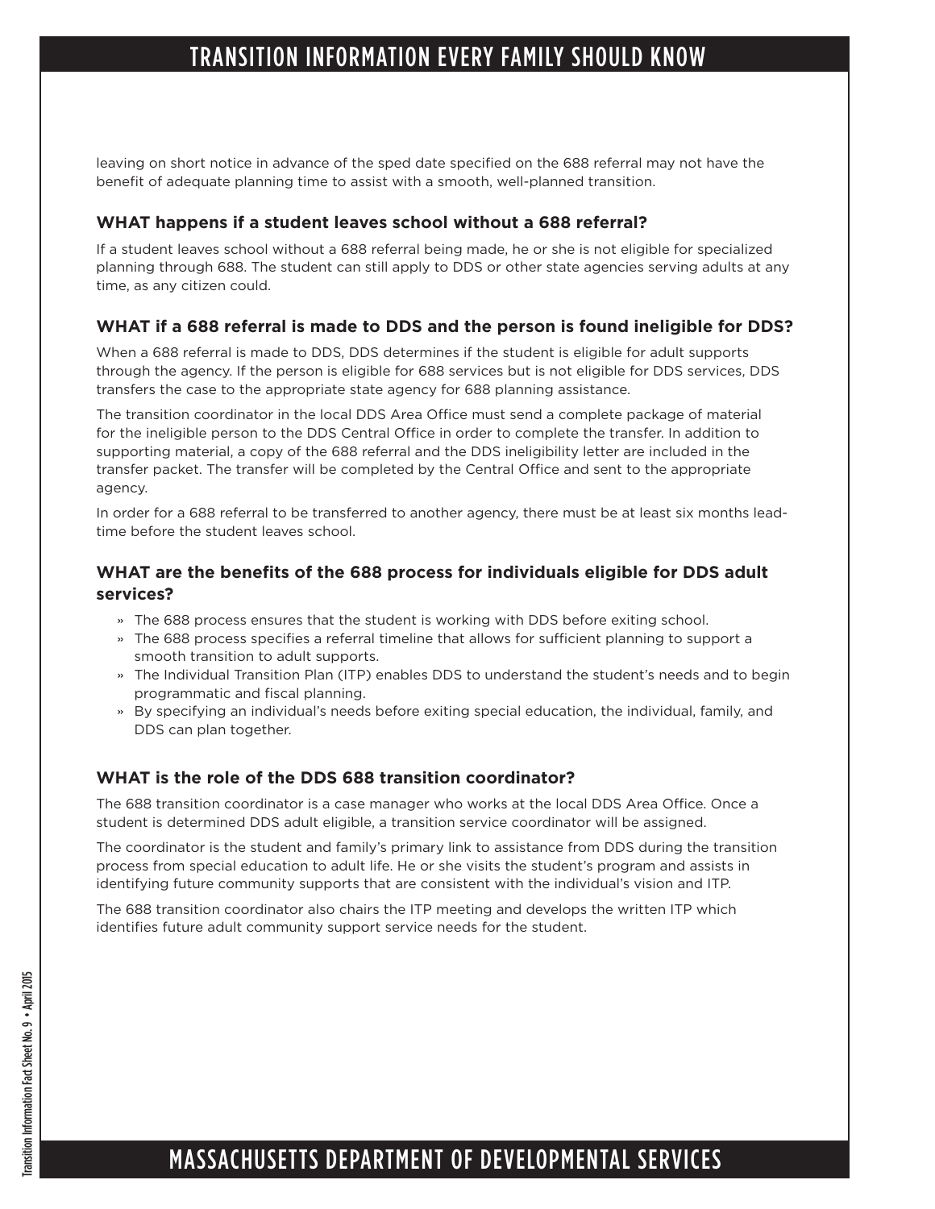leaving on short notice in advance of the sped date specified on the 688 referral may not have the benefit of adequate planning time to assist with a smooth, well-planned transition.

### WHAT happens if a student leaves school without a 688 referral?

If a student leaves school without a 688 referral being made, he or she is not eligible for specialized planning through 688. The student can still apply to DDS or other state agencies serving adults at any time, as any citizen could.

### WHAT if a 688 referral is made to DDS and the person is found ineligible for DDS?

When a 688 referral is made to DDS, DDS determines if the student is eligible for adult supports through the agency. If the person is eligible for 688 services but is not eligible for DDS services, DDS transfers the case to the appropriate state agency for 688 planning assistance.

The transition coordinator in the local DDS Area Office must send a complete package of material for the ineligible person to the DDS Central Office in order to complete the transfer. In addition to supporting material, a copy of the 688 referral and the DDS ineligibility letter are included in the transfer packet. The transfer will be completed by the Central Office and sent to the appropriate agency.

In order for a 688 referral to be transferred to another agency, there must be at least six months lead-time before the student leaves school.

### WHAT are the benefits of the 688 process for individuals eligible for DDS adult services?

- The 688 process ensures that the student is working with DDS before exiting school.
- The 688 process specifies a referral timeline that allows for sufficient planning to support a smooth transition to adult supports.
- The Individual Transition Plan (ITP) enables DDS to understand the student's needs and to begin programmatic and fiscal planning.
- By specifying an individual's needs before exiting special education, the individual, family, and DDS can plan together.

### WHAT is the role of the DDS 688 transition coordinator?

The 688 transition coordinator is a case manager who works at the local DDS Area Office. Once a student is determined DDS adult eligible, a transition service coordinator will be assigned.

The coordinator is the student and family's primary link to assistance from DDS during the transition process from special education to adult life. He or she visits the student's program and assists in identifying future community supports that are consistent with the individual's vision and ITP.

The 688 transition coordinator also chairs the ITP meeting and develops the written ITP which identifies future adult community support service needs for the student.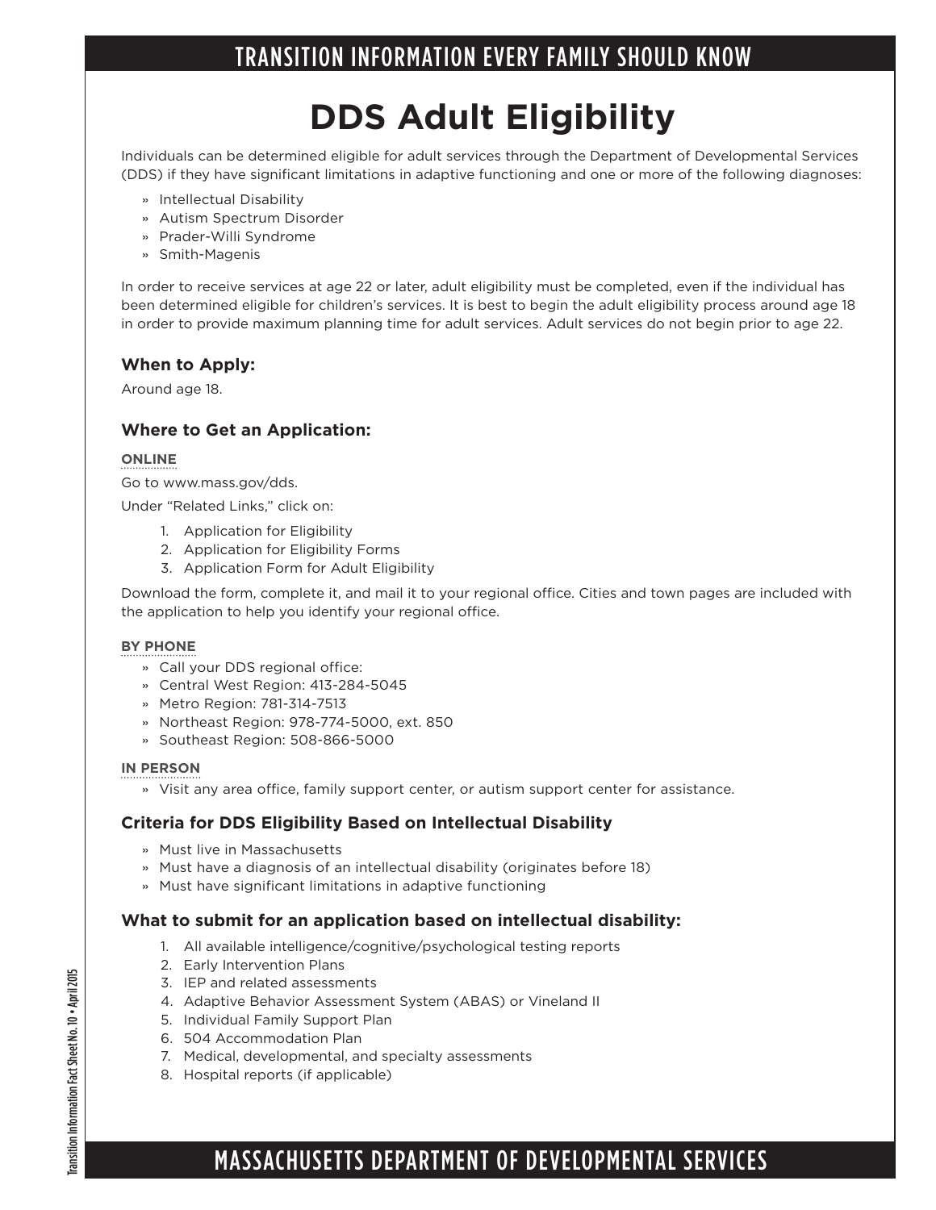TRANSITION INFORMATION EVERY FAMILY SHOULD KNOW

# DDS Adult Eligibility

Individuals can be determined eligible for adult services through the Department of Developmental Services (DDS) if they have significant limitations in adaptive functioning and one or more of the following diagnoses:

- Intellectual Disability
- Autism Spectrum Disorder
- Prader-Willi Syndrome
- Smith-Magenis

In order to receive services at age 22 or later, adult eligibility must be completed, even if the individual has been determined eligible for children's services. It is best to begin the adult eligibility process around age 18 in order to provide maximum planning time for adult services. Adult services do not begin prior to age 22.

### When to Apply:

Around age 18.

### Where to Get an Application:

**ONLINE**

Go to www.mass.gov/dds.

Under "Related Links," click on:

1. Application for Eligibility
2. Application for Eligibility Forms
3. Application Form for Adult Eligibility

Download the form, complete it, and mail it to your regional office. Cities and town pages are included with the application to help you identify your regional office.

**BY PHONE**

- Call your DDS regional office:
- Central West Region: 413-284-5045
- Metro Region: 781-314-7513
- Northeast Region: 978-774-5000, ext. 850
- Southeast Region: 508-866-5000

**IN PERSON**

- Visit any area office, family support center, or autism support center for assistance.

### Criteria for DDS Eligibility Based on Intellectual Disability

- Must live in Massachusetts
- Must have a diagnosis of an intellectual disability (originates before 18)
- Must have significant limitations in adaptive functioning

### What to submit for an application based on intellectual disability:

1. All available intelligence/cognitive/psychological testing reports
2. Early Intervention Plans
3. IEP and related assessments
4. Adaptive Behavior Assessment System (ABAS) or Vineland II
5. Individual Family Support Plan
6. 504 Accommodation Plan
7. Medical, developmental, and specialty assessments
8. Hospital reports (if applicable)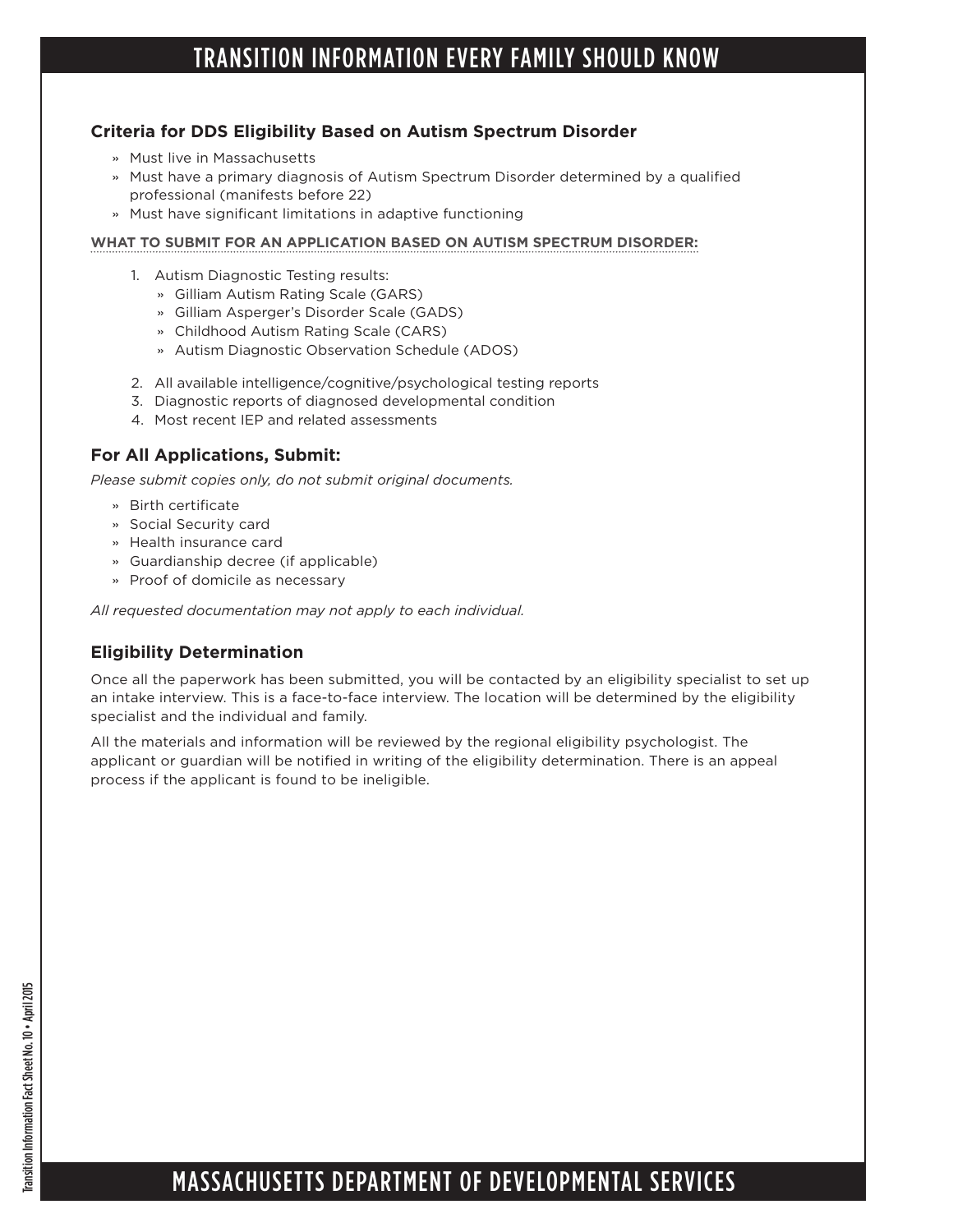## Criteria for DDS Eligibility Based on Autism Spectrum Disorder

- Must live in Massachusetts
- Must have a primary diagnosis of Autism Spectrum Disorder determined by a qualified professional (manifests before 22)
- Must have significant limitations in adaptive functioning

**WHAT TO SUBMIT FOR AN APPLICATION BASED ON AUTISM SPECTRUM DISORDER:**

1. Autism Diagnostic Testing results:
   - Gilliam Autism Rating Scale (GARS)
   - Gilliam Asperger's Disorder Scale (GADS)
   - Childhood Autism Rating Scale (CARS)
   - Autism Diagnostic Observation Schedule (ADOS)
2. All available intelligence/cognitive/psychological testing reports
3. Diagnostic reports of diagnosed developmental condition
4. Most recent IEP and related assessments

## For All Applications, Submit:

*Please submit copies only, do not submit original documents.*

- Birth certificate
- Social Security card
- Health insurance card
- Guardianship decree (if applicable)
- Proof of domicile as necessary

*All requested documentation may not apply to each individual.*

## Eligibility Determination

Once all the paperwork has been submitted, you will be contacted by an eligibility specialist to set up an intake interview. This is a face-to-face interview. The location will be determined by the eligibility specialist and the individual and family.

All the materials and information will be reviewed by the regional eligibility psychologist. The applicant or guardian will be notified in writing of the eligibility determination. There is an appeal process if the applicant is found to be ineligible.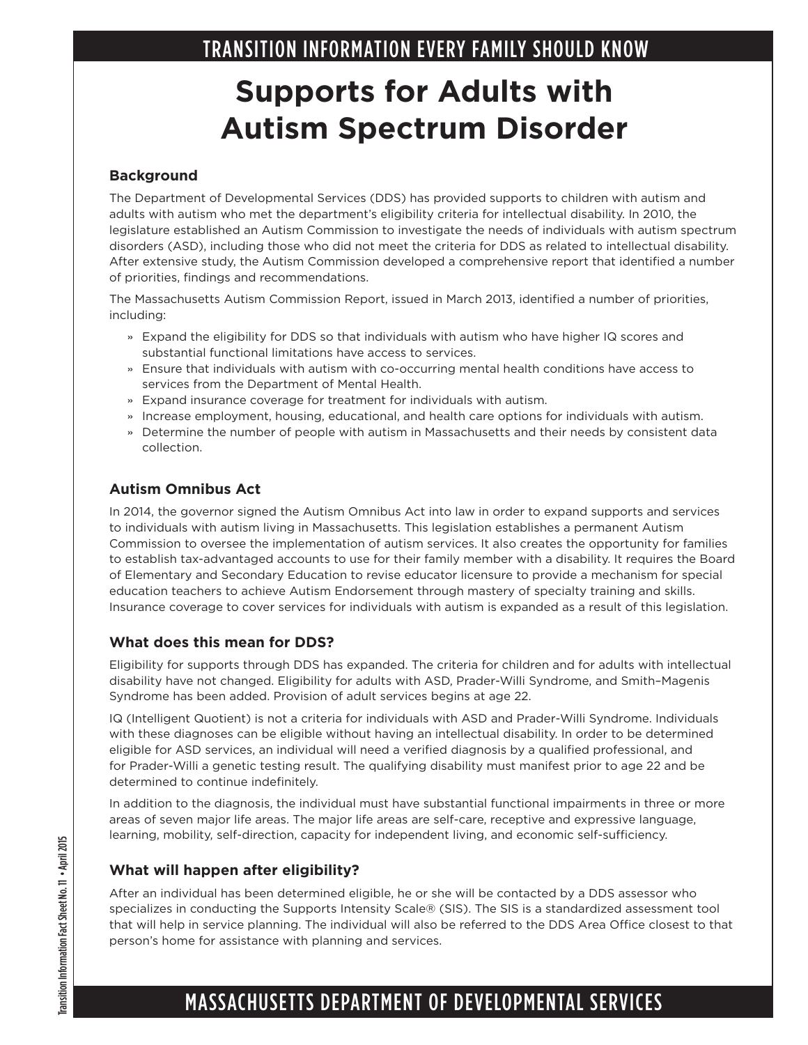TRANSITION INFORMATION EVERY FAMILY SHOULD KNOW

# Supports for Adults with Autism Spectrum Disorder

### Background

The Department of Developmental Services (DDS) has provided supports to children with autism and adults with autism who met the department's eligibility criteria for intellectual disability. In 2010, the legislature established an Autism Commission to investigate the needs of individuals with autism spectrum disorders (ASD), including those who did not meet the criteria for DDS as related to intellectual disability. After extensive study, the Autism Commission developed a comprehensive report that identified a number of priorities, findings and recommendations.

The Massachusetts Autism Commission Report, issued in March 2013, identified a number of priorities, including:

- Expand the eligibility for DDS so that individuals with autism who have higher IQ scores and substantial functional limitations have access to services.
- Ensure that individuals with autism with co-occurring mental health conditions have access to services from the Department of Mental Health.
- Expand insurance coverage for treatment for individuals with autism.
- Increase employment, housing, educational, and health care options for individuals with autism.
- Determine the number of people with autism in Massachusetts and their needs by consistent data collection.

### Autism Omnibus Act

In 2014, the governor signed the Autism Omnibus Act into law in order to expand supports and services to individuals with autism living in Massachusetts. This legislation establishes a permanent Autism Commission to oversee the implementation of autism services. It also creates the opportunity for families to establish tax-advantaged accounts to use for their family member with a disability. It requires the Board of Elementary and Secondary Education to revise educator licensure to provide a mechanism for special education teachers to achieve Autism Endorsement through mastery of specialty training and skills. Insurance coverage to cover services for individuals with autism is expanded as a result of this legislation.

### What does this mean for DDS?

Eligibility for supports through DDS has expanded. The criteria for children and for adults with intellectual disability have not changed. Eligibility for adults with ASD, Prader-Willi Syndrome, and Smith–Magenis Syndrome has been added. Provision of adult services begins at age 22.

IQ (Intelligent Quotient) is not a criteria for individuals with ASD and Prader-Willi Syndrome. Individuals with these diagnoses can be eligible without having an intellectual disability. In order to be determined eligible for ASD services, an individual will need a verified diagnosis by a qualified professional, and for Prader-Willi a genetic testing result. The qualifying disability must manifest prior to age 22 and be determined to continue indefinitely.

In addition to the diagnosis, the individual must have substantial functional impairments in three or more areas of seven major life areas. The major life areas are self-care, receptive and expressive language, learning, mobility, self-direction, capacity for independent living, and economic self-sufficiency.

### What will happen after eligibility?

After an individual has been determined eligible, he or she will be contacted by a DDS assessor who specializes in conducting the Supports Intensity Scale® (SIS). The SIS is a standardized assessment tool that will help in service planning. The individual will also be referred to the DDS Area Office closest to that person's home for assistance with planning and services.

Transition Information Fact Sheet No. 11 • April 2015

MASSACHUSETTS DEPARTMENT OF DEVELOPMENTAL SERVICES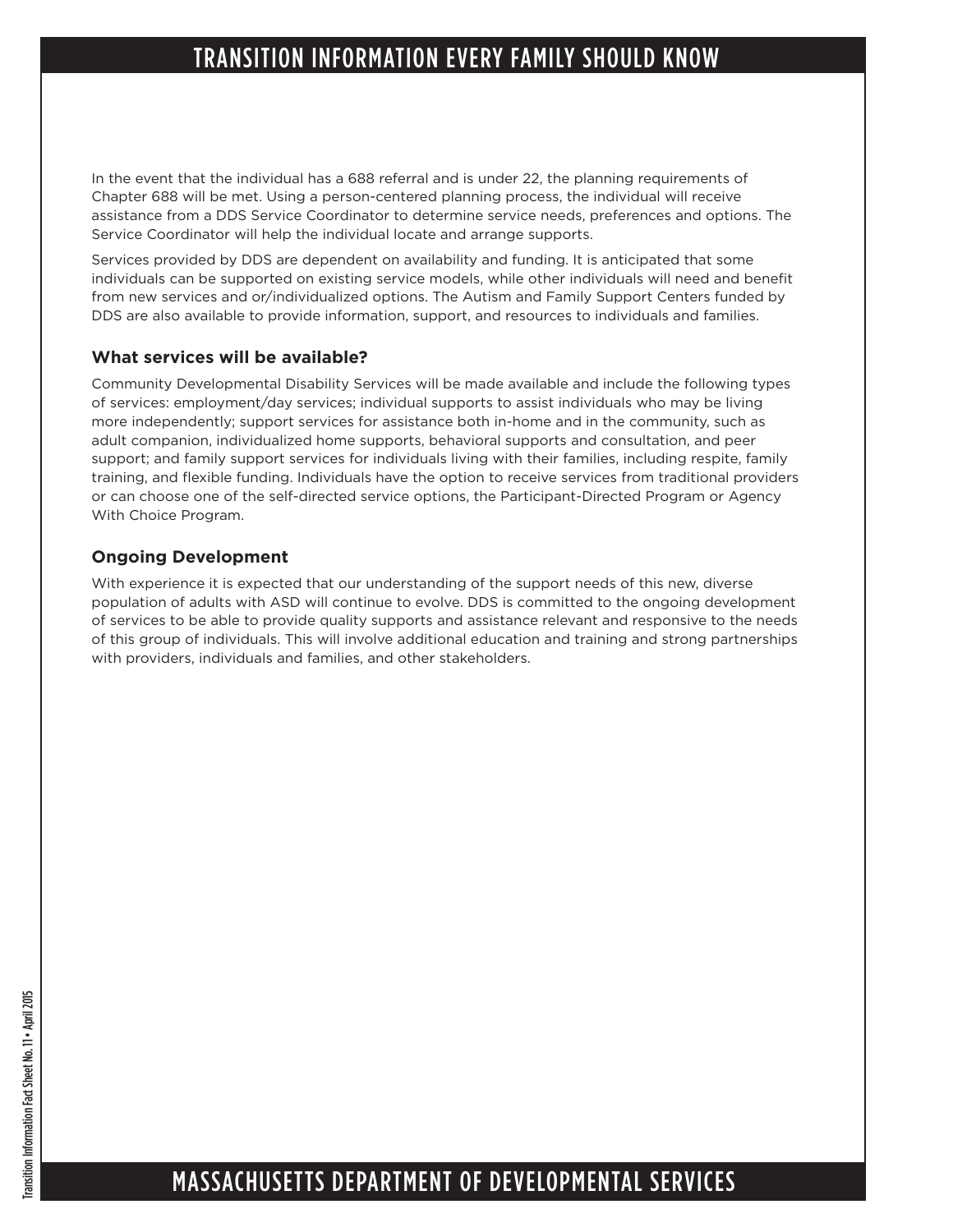In the event that the individual has a 688 referral and is under 22, the planning requirements of Chapter 688 will be met. Using a person-centered planning process, the individual will receive assistance from a DDS Service Coordinator to determine service needs, preferences and options. The Service Coordinator will help the individual locate and arrange supports.

Services provided by DDS are dependent on availability and funding. It is anticipated that some individuals can be supported on existing service models, while other individuals will need and benefit from new services and or/individualized options. The Autism and Family Support Centers funded by DDS are also available to provide information, support, and resources to individuals and families.

### What services will be available?

Community Developmental Disability Services will be made available and include the following types of services: employment/day services; individual supports to assist individuals who may be living more independently; support services for assistance both in-home and in the community, such as adult companion, individualized home supports, behavioral supports and consultation, and peer support; and family support services for individuals living with their families, including respite, family training, and flexible funding. Individuals have the option to receive services from traditional providers or can choose one of the self-directed service options, the Participant-Directed Program or Agency With Choice Program.

### Ongoing Development

With experience it is expected that our understanding of the support needs of this new, diverse population of adults with ASD will continue to evolve. DDS is committed to the ongoing development of services to be able to provide quality supports and assistance relevant and responsive to the needs of this group of individuals. This will involve additional education and training and strong partnerships with providers, individuals and families, and other stakeholders.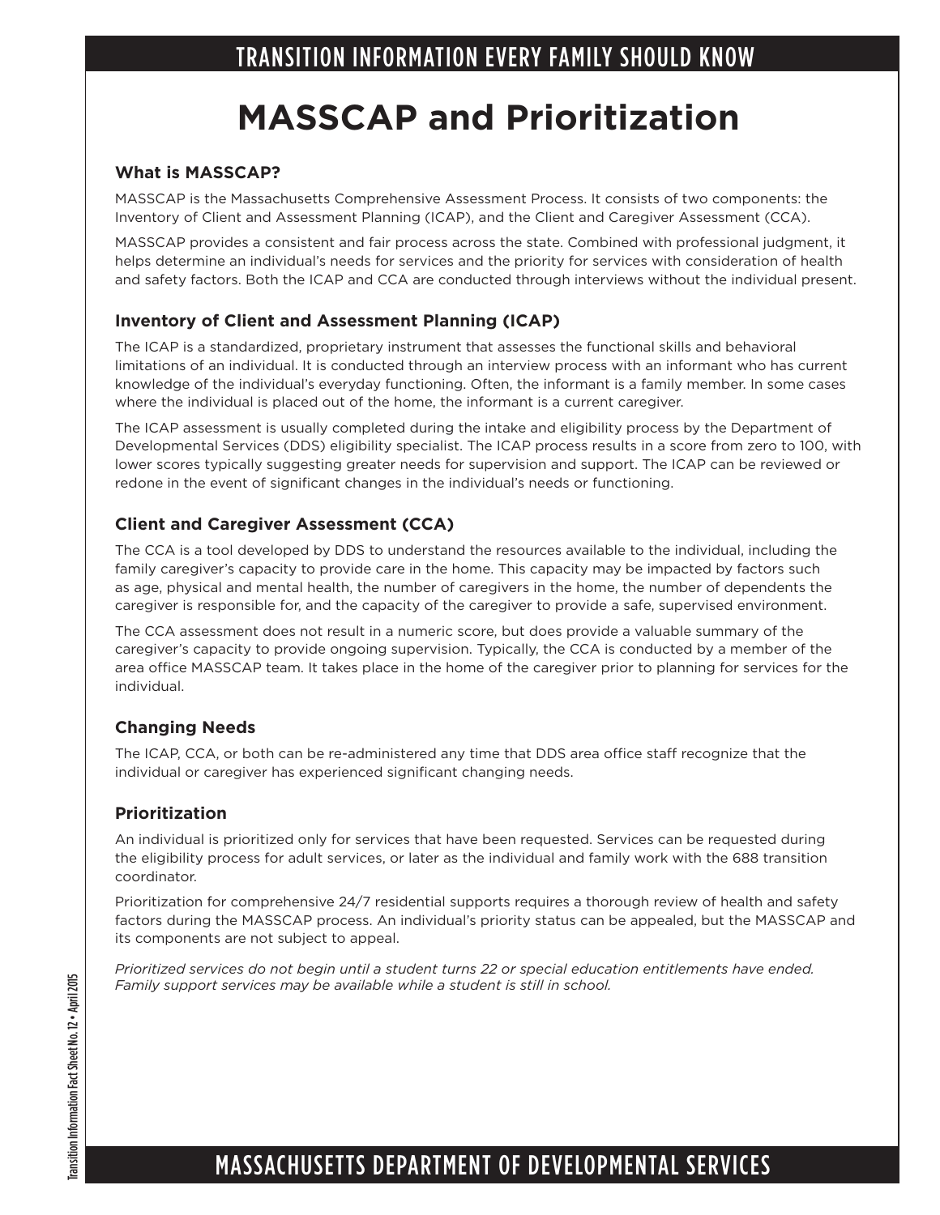# MASSCAP and Prioritization

### What is MASSCAP?

MASSCAP is the Massachusetts Comprehensive Assessment Process. It consists of two components: the Inventory of Client and Assessment Planning (ICAP), and the Client and Caregiver Assessment (CCA).

MASSCAP provides a consistent and fair process across the state. Combined with professional judgment, it helps determine an individual's needs for services and the priority for services with consideration of health and safety factors. Both the ICAP and CCA are conducted through interviews without the individual present.

### Inventory of Client and Assessment Planning (ICAP)

The ICAP is a standardized, proprietary instrument that assesses the functional skills and behavioral limitations of an individual. It is conducted through an interview process with an informant who has current knowledge of the individual's everyday functioning. Often, the informant is a family member. In some cases where the individual is placed out of the home, the informant is a current caregiver.

The ICAP assessment is usually completed during the intake and eligibility process by the Department of Developmental Services (DDS) eligibility specialist. The ICAP process results in a score from zero to 100, with lower scores typically suggesting greater needs for supervision and support. The ICAP can be reviewed or redone in the event of significant changes in the individual's needs or functioning.

### Client and Caregiver Assessment (CCA)

The CCA is a tool developed by DDS to understand the resources available to the individual, including the family caregiver's capacity to provide care in the home. This capacity may be impacted by factors such as age, physical and mental health, the number of caregivers in the home, the number of dependents the caregiver is responsible for, and the capacity of the caregiver to provide a safe, supervised environment.

The CCA assessment does not result in a numeric score, but does provide a valuable summary of the caregiver's capacity to provide ongoing supervision. Typically, the CCA is conducted by a member of the area office MASSCAP team. It takes place in the home of the caregiver prior to planning for services for the individual.

### Changing Needs

The ICAP, CCA, or both can be re-administered any time that DDS area office staff recognize that the individual or caregiver has experienced significant changing needs.

### Prioritization

An individual is prioritized only for services that have been requested. Services can be requested during the eligibility process for adult services, or later as the individual and family work with the 688 transition coordinator.

Prioritization for comprehensive 24/7 residential supports requires a thorough review of health and safety factors during the MASSCAP process. An individual's priority status can be appealed, but the MASSCAP and its components are not subject to appeal.

*Prioritized services do not begin until a student turns 22 or special education entitlements have ended. Family support services may be available while a student is still in school.*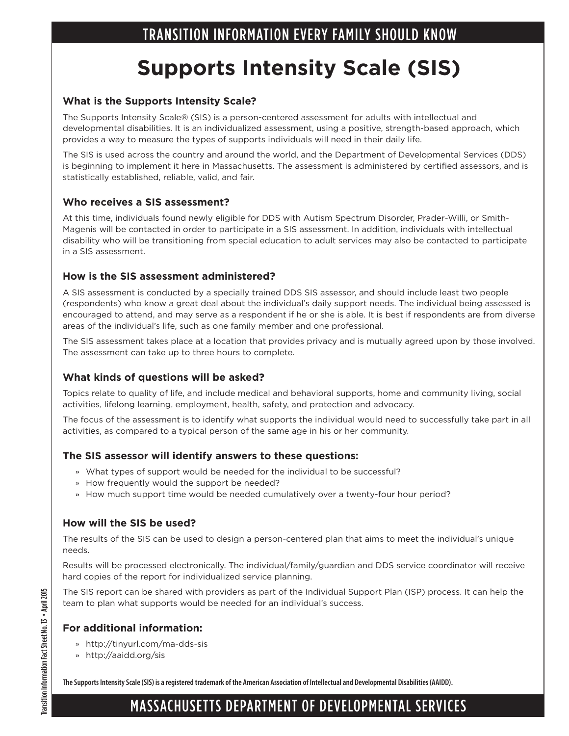TRANSITION INFORMATION EVERY FAMILY SHOULD KNOW

# Supports Intensity Scale (SIS)

### What is the Supports Intensity Scale?

The Supports Intensity Scale® (SIS) is a person-centered assessment for adults with intellectual and developmental disabilities. It is an individualized assessment, using a positive, strength-based approach, which provides a way to measure the types of supports individuals will need in their daily life.

The SIS is used across the country and around the world, and the Department of Developmental Services (DDS) is beginning to implement it here in Massachusetts. The assessment is administered by certified assessors, and is statistically established, reliable, valid, and fair.

### Who receives a SIS assessment?

At this time, individuals found newly eligible for DDS with Autism Spectrum Disorder, Prader-Willi, or Smith-Magenis will be contacted in order to participate in a SIS assessment. In addition, individuals with intellectual disability who will be transitioning from special education to adult services may also be contacted to participate in a SIS assessment.

### How is the SIS assessment administered?

A SIS assessment is conducted by a specially trained DDS SIS assessor, and should include least two people (respondents) who know a great deal about the individual's daily support needs. The individual being assessed is encouraged to attend, and may serve as a respondent if he or she is able. It is best if respondents are from diverse areas of the individual's life, such as one family member and one professional.

The SIS assessment takes place at a location that provides privacy and is mutually agreed upon by those involved. The assessment can take up to three hours to complete.

### What kinds of questions will be asked?

Topics relate to quality of life, and include medical and behavioral supports, home and community living, social activities, lifelong learning, employment, health, safety, and protection and advocacy.

The focus of the assessment is to identify what supports the individual would need to successfully take part in all activities, as compared to a typical person of the same age in his or her community.

### The SIS assessor will identify answers to these questions:

- What types of support would be needed for the individual to be successful?
- How frequently would the support be needed?
- How much support time would be needed cumulatively over a twenty-four hour period?

### How will the SIS be used?

The results of the SIS can be used to design a person-centered plan that aims to meet the individual's unique needs.

Results will be processed electronically. The individual/family/guardian and DDS service coordinator will receive hard copies of the report for individualized service planning.

The SIS report can be shared with providers as part of the Individual Support Plan (ISP) process. It can help the team to plan what supports would be needed for an individual's success.

### For additional information:

- http://tinyurl.com/ma-dds-sis
- http://aaidd.org/sis

**The Supports Intensity Scale (SIS) is a registered trademark of the American Association of Intellectual and Developmental Disabilities (AAIDD).**

MASSACHUSETTS DEPARTMENT OF DEVELOPMENTAL SERVICES

Transition Information Fact Sheet No. 13 • April 2015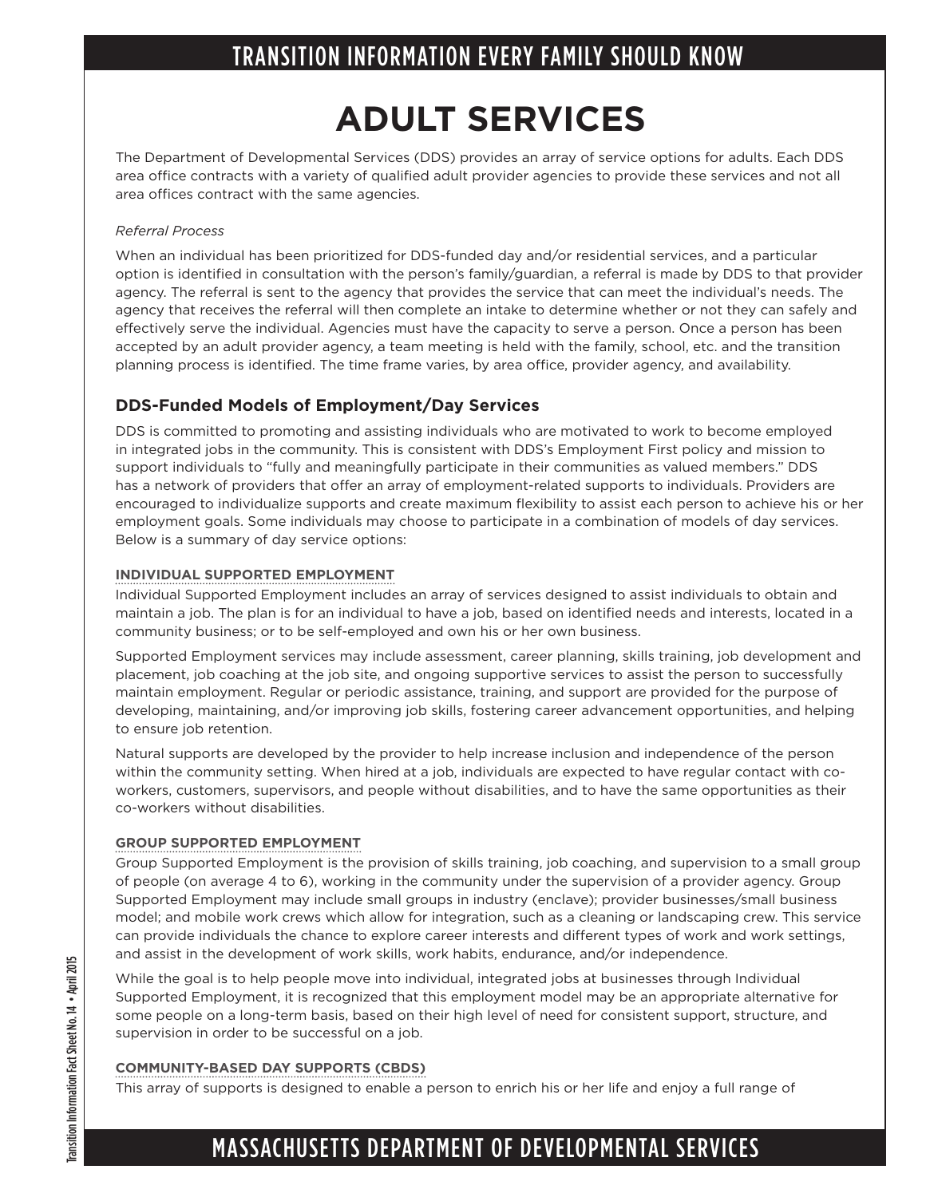# ADULT SERVICES

The Department of Developmental Services (DDS) provides an array of service options for adults. Each DDS area office contracts with a variety of qualified adult provider agencies to provide these services and not all area offices contract with the same agencies.

*Referral Process*

When an individual has been prioritized for DDS-funded day and/or residential services, and a particular option is identified in consultation with the person's family/guardian, a referral is made by DDS to that provider agency. The referral is sent to the agency that provides the service that can meet the individual's needs. The agency that receives the referral will then complete an intake to determine whether or not they can safely and effectively serve the individual. Agencies must have the capacity to serve a person. Once a person has been accepted by an adult provider agency, a team meeting is held with the family, school, etc. and the transition planning process is identified. The time frame varies, by area office, provider agency, and availability.

## DDS-Funded Models of Employment/Day Services

DDS is committed to promoting and assisting individuals who are motivated to work to become employed in integrated jobs in the community. This is consistent with DDS's Employment First policy and mission to support individuals to "fully and meaningfully participate in their communities as valued members." DDS has a network of providers that offer an array of employment-related supports to individuals. Providers are encouraged to individualize supports and create maximum flexibility to assist each person to achieve his or her employment goals. Some individuals may choose to participate in a combination of models of day services. Below is a summary of day service options:

### INDIVIDUAL SUPPORTED EMPLOYMENT

Individual Supported Employment includes an array of services designed to assist individuals to obtain and maintain a job. The plan is for an individual to have a job, based on identified needs and interests, located in a community business; or to be self-employed and own his or her own business.

Supported Employment services may include assessment, career planning, skills training, job development and placement, job coaching at the job site, and ongoing supportive services to assist the person to successfully maintain employment. Regular or periodic assistance, training, and support are provided for the purpose of developing, maintaining, and/or improving job skills, fostering career advancement opportunities, and helping to ensure job retention.

Natural supports are developed by the provider to help increase inclusion and independence of the person within the community setting. When hired at a job, individuals are expected to have regular contact with co-workers, customers, supervisors, and people without disabilities, and to have the same opportunities as their co-workers without disabilities.

### GROUP SUPPORTED EMPLOYMENT

Group Supported Employment is the provision of skills training, job coaching, and supervision to a small group of people (on average 4 to 6), working in the community under the supervision of a provider agency. Group Supported Employment may include small groups in industry (enclave); provider businesses/small business model; and mobile work crews which allow for integration, such as a cleaning or landscaping crew. This service can provide individuals the chance to explore career interests and different types of work and work settings, and assist in the development of work skills, work habits, endurance, and/or independence.

While the goal is to help people move into individual, integrated jobs at businesses through Individual Supported Employment, it is recognized that this employment model may be an appropriate alternative for some people on a long-term basis, based on their high level of need for consistent support, structure, and supervision in order to be successful on a job.

### COMMUNITY-BASED DAY SUPPORTS (CBDS)

This array of supports is designed to enable a person to enrich his or her life and enjoy a full range of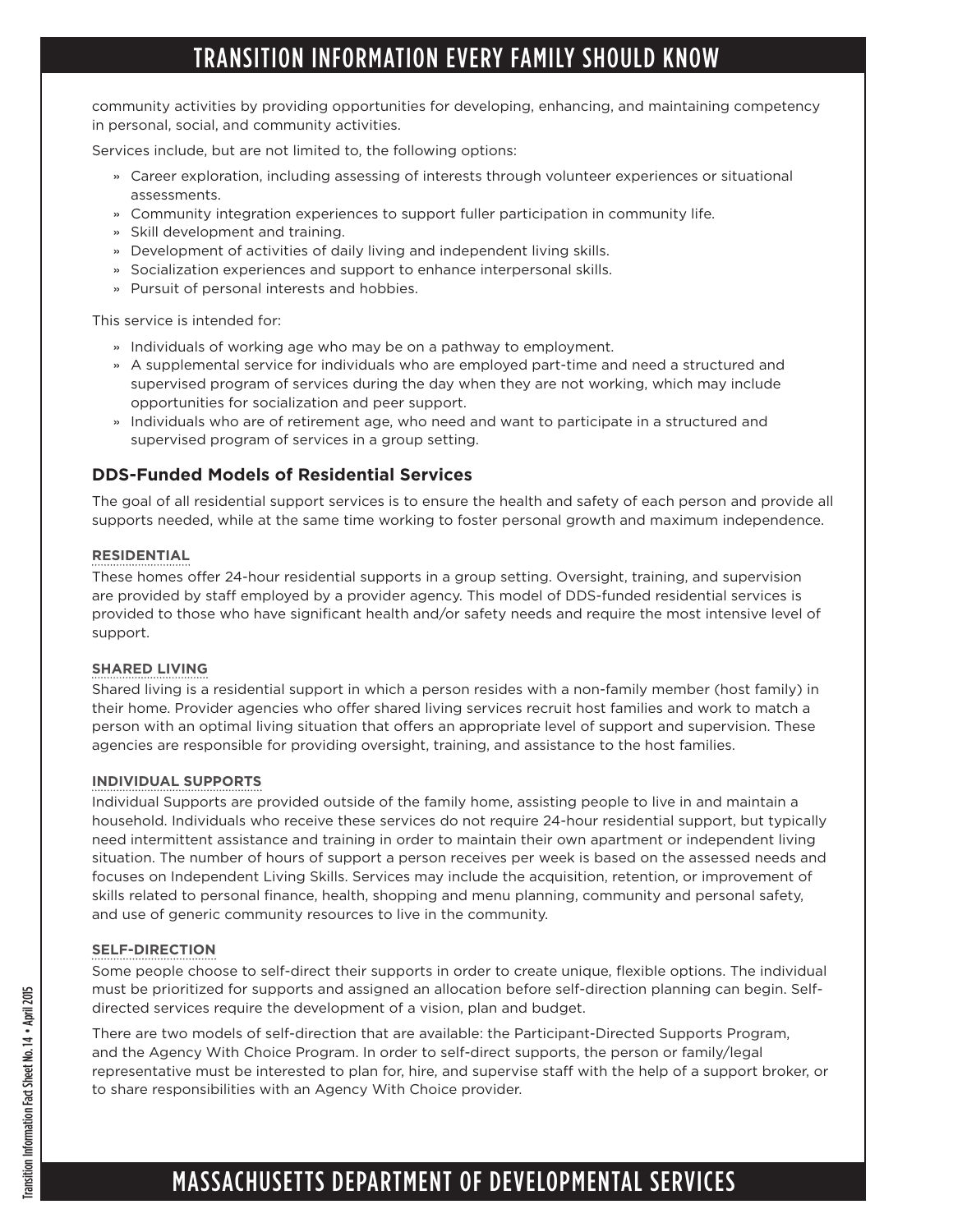community activities by providing opportunities for developing, enhancing, and maintaining competency in personal, social, and community activities.

Services include, but are not limited to, the following options:

- Career exploration, including assessing of interests through volunteer experiences or situational assessments.
- Community integration experiences to support fuller participation in community life.
- Skill development and training.
- Development of activities of daily living and independent living skills.
- Socialization experiences and support to enhance interpersonal skills.
- Pursuit of personal interests and hobbies.

This service is intended for:

- Individuals of working age who may be on a pathway to employment.
- A supplemental service for individuals who are employed part-time and need a structured and supervised program of services during the day when they are not working, which may include opportunities for socialization and peer support.
- Individuals who are of retirement age, who need and want to participate in a structured and supervised program of services in a group setting.

### DDS-Funded Models of Residential Services

The goal of all residential support services is to ensure the health and safety of each person and provide all supports needed, while at the same time working to foster personal growth and maximum independence.

#### RESIDENTIAL

These homes offer 24-hour residential supports in a group setting. Oversight, training, and supervision are provided by staff employed by a provider agency. This model of DDS-funded residential services is provided to those who have significant health and/or safety needs and require the most intensive level of support.

#### SHARED LIVING

Shared living is a residential support in which a person resides with a non-family member (host family) in their home. Provider agencies who offer shared living services recruit host families and work to match a person with an optimal living situation that offers an appropriate level of support and supervision. These agencies are responsible for providing oversight, training, and assistance to the host families.

#### INDIVIDUAL SUPPORTS

Individual Supports are provided outside of the family home, assisting people to live in and maintain a household. Individuals who receive these services do not require 24-hour residential support, but typically need intermittent assistance and training in order to maintain their own apartment or independent living situation. The number of hours of support a person receives per week is based on the assessed needs and focuses on Independent Living Skills. Services may include the acquisition, retention, or improvement of skills related to personal finance, health, shopping and menu planning, community and personal safety, and use of generic community resources to live in the community.

#### SELF-DIRECTION

Some people choose to self-direct their supports in order to create unique, flexible options. The individual must be prioritized for supports and assigned an allocation before self-direction planning can begin. Self-directed services require the development of a vision, plan and budget.

There are two models of self-direction that are available: the Participant-Directed Supports Program, and the Agency With Choice Program. In order to self-direct supports, the person or family/legal representative must be interested to plan for, hire, and supervise staff with the help of a support broker, or to share responsibilities with an Agency With Choice provider.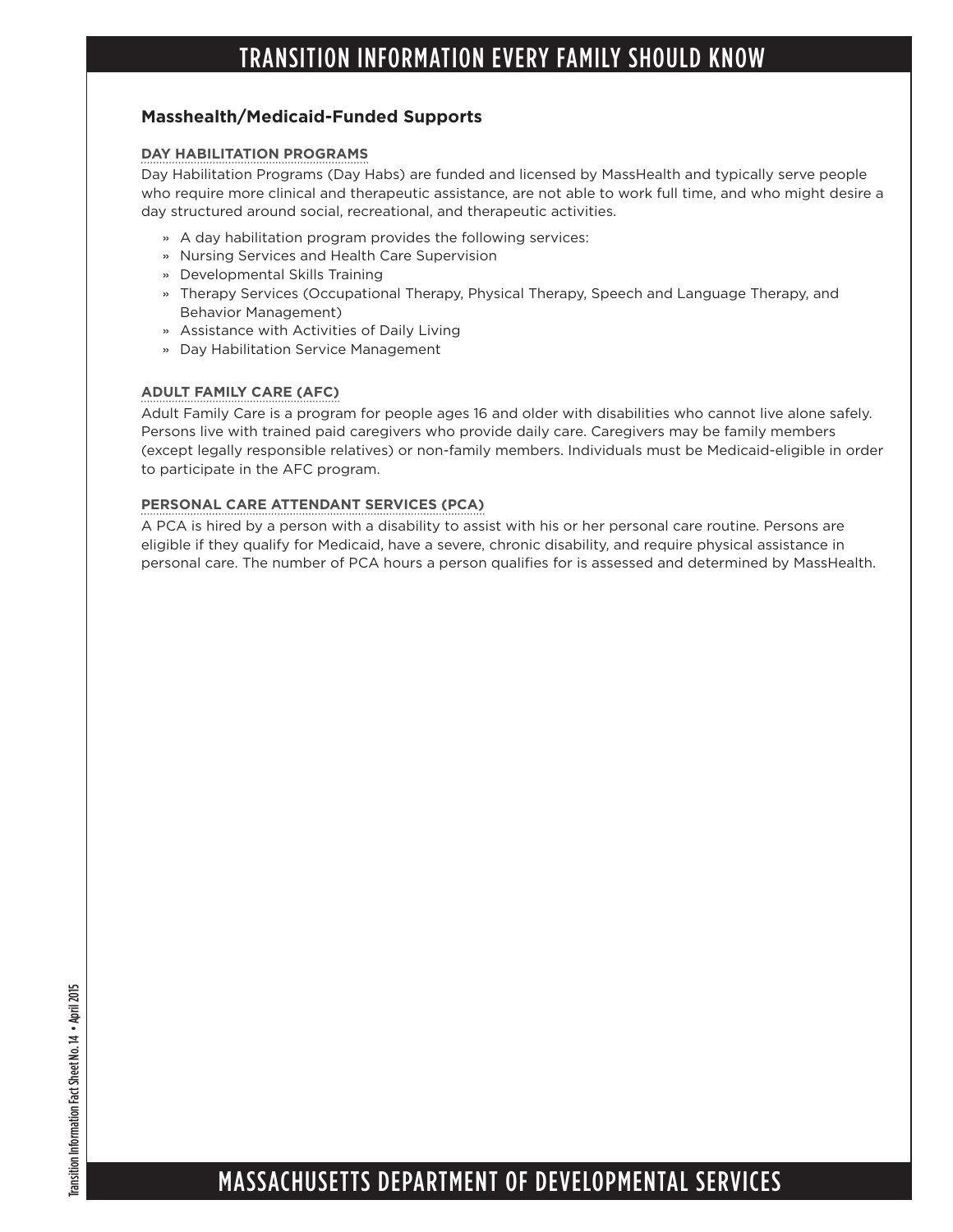## Masshealth/Medicaid-Funded Supports

### DAY HABILITATION PROGRAMS

Day Habilitation Programs (Day Habs) are funded and licensed by MassHealth and typically serve people who require more clinical and therapeutic assistance, are not able to work full time, and who might desire a day structured around social, recreational, and therapeutic activities.

- A day habilitation program provides the following services:
- Nursing Services and Health Care Supervision
- Developmental Skills Training
- Therapy Services (Occupational Therapy, Physical Therapy, Speech and Language Therapy, and Behavior Management)
- Assistance with Activities of Daily Living
- Day Habilitation Service Management

### ADULT FAMILY CARE (AFC)

Adult Family Care is a program for people ages 16 and older with disabilities who cannot live alone safely. Persons live with trained paid caregivers who provide daily care. Caregivers may be family members (except legally responsible relatives) or non-family members. Individuals must be Medicaid-eligible in order to participate in the AFC program.

### PERSONAL CARE ATTENDANT SERVICES (PCA)

A PCA is hired by a person with a disability to assist with his or her personal care routine. Persons are eligible if they qualify for Medicaid, have a severe, chronic disability, and require physical assistance in personal care. The number of PCA hours a person qualifies for is assessed and determined by MassHealth.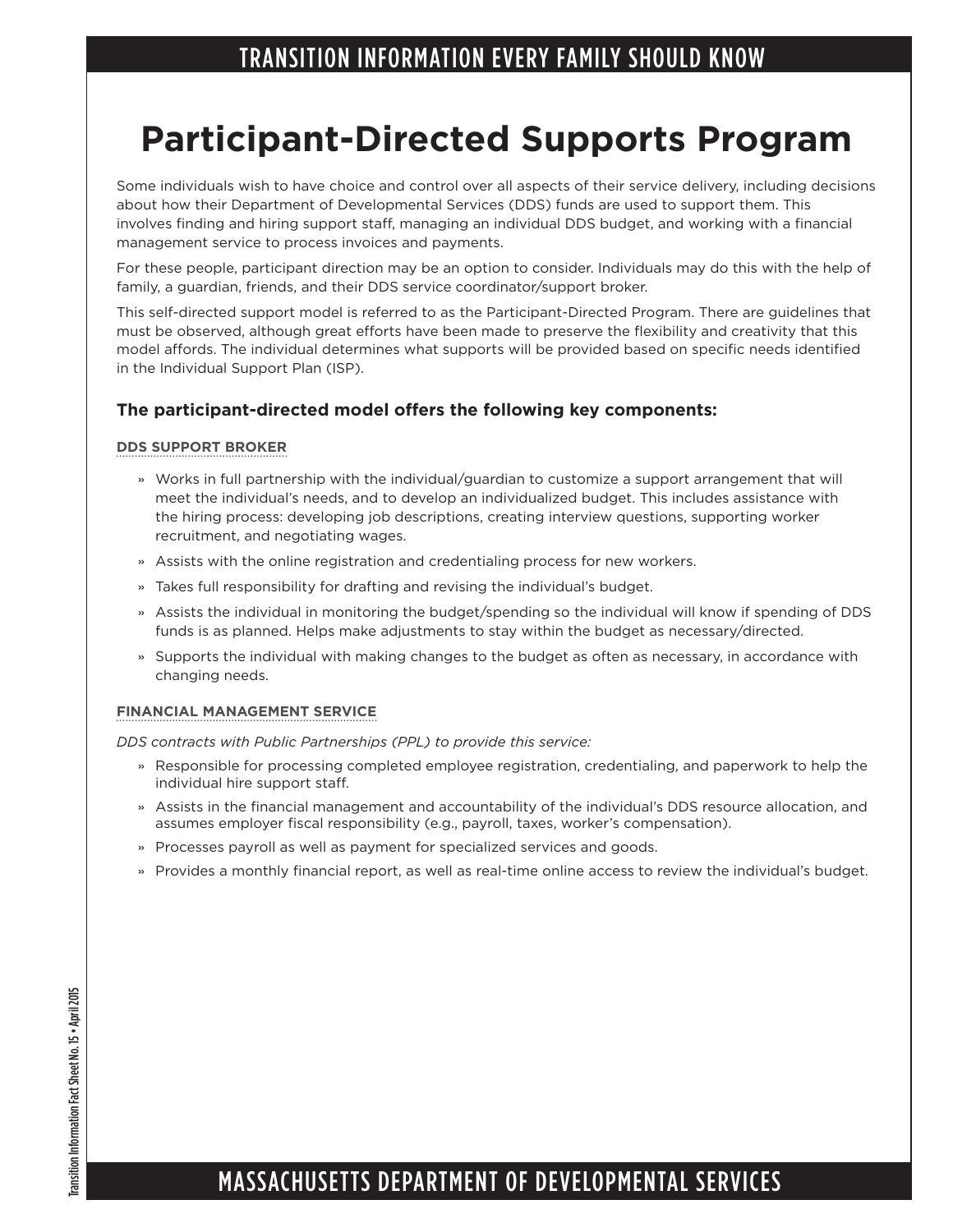# Participant-Directed Supports Program

Some individuals wish to have choice and control over all aspects of their service delivery, including decisions about how their Department of Developmental Services (DDS) funds are used to support them. This involves finding and hiring support staff, managing an individual DDS budget, and working with a financial management service to process invoices and payments.

For these people, participant direction may be an option to consider. Individuals may do this with the help of family, a guardian, friends, and their DDS service coordinator/support broker.

This self-directed support model is referred to as the Participant-Directed Program. There are guidelines that must be observed, although great efforts have been made to preserve the flexibility and creativity that this model affords. The individual determines what supports will be provided based on specific needs identified in the Individual Support Plan (ISP).

### The participant-directed model offers the following key components:

#### DDS SUPPORT BROKER

- Works in full partnership with the individual/guardian to customize a support arrangement that will meet the individual's needs, and to develop an individualized budget. This includes assistance with the hiring process: developing job descriptions, creating interview questions, supporting worker recruitment, and negotiating wages.
- Assists with the online registration and credentialing process for new workers.
- Takes full responsibility for drafting and revising the individual's budget.
- Assists the individual in monitoring the budget/spending so the individual will know if spending of DDS funds is as planned. Helps make adjustments to stay within the budget as necessary/directed.
- Supports the individual with making changes to the budget as often as necessary, in accordance with changing needs.

#### FINANCIAL MANAGEMENT SERVICE

*DDS contracts with Public Partnerships (PPL) to provide this service:*

- Responsible for processing completed employee registration, credentialing, and paperwork to help the individual hire support staff.
- Assists in the financial management and accountability of the individual's DDS resource allocation, and assumes employer fiscal responsibility (e.g., payroll, taxes, worker's compensation).
- Processes payroll as well as payment for specialized services and goods.
- Provides a monthly financial report, as well as real-time online access to review the individual's budget.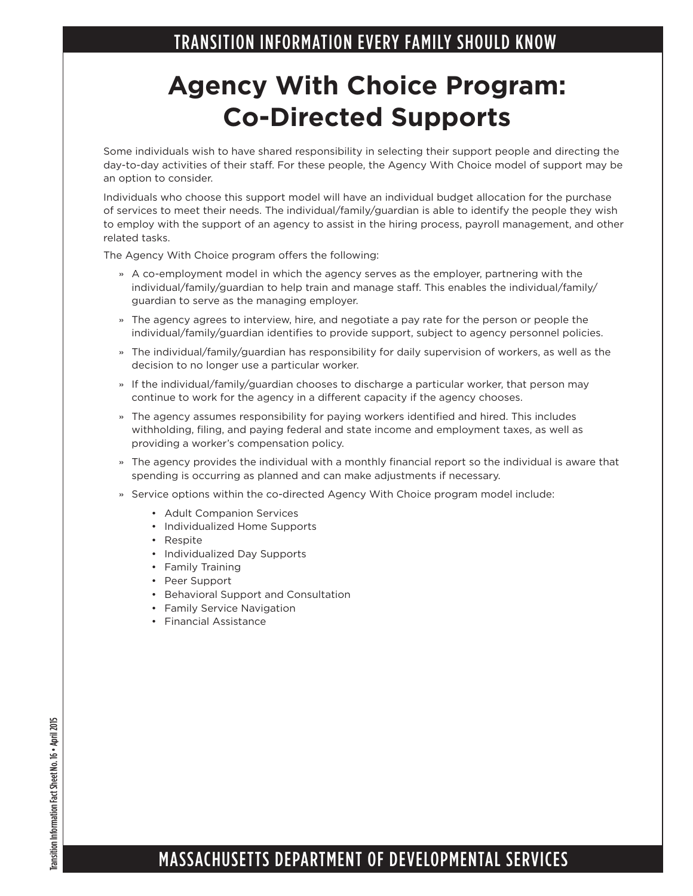# Agency With Choice Program: Co-Directed Supports

Some individuals wish to have shared responsibility in selecting their support people and directing the day-to-day activities of their staff. For these people, the Agency With Choice model of support may be an option to consider.

Individuals who choose this support model will have an individual budget allocation for the purchase of services to meet their needs. The individual/family/guardian is able to identify the people they wish to employ with the support of an agency to assist in the hiring process, payroll management, and other related tasks.

The Agency With Choice program offers the following:

- A co-employment model in which the agency serves as the employer, partnering with the individual/family/guardian to help train and manage staff. This enables the individual/family/guardian to serve as the managing employer.
- The agency agrees to interview, hire, and negotiate a pay rate for the person or people the individual/family/guardian identifies to provide support, subject to agency personnel policies.
- The individual/family/guardian has responsibility for daily supervision of workers, as well as the decision to no longer use a particular worker.
- If the individual/family/guardian chooses to discharge a particular worker, that person may continue to work for the agency in a different capacity if the agency chooses.
- The agency assumes responsibility for paying workers identified and hired. This includes withholding, filing, and paying federal and state income and employment taxes, as well as providing a worker's compensation policy.
- The agency provides the individual with a monthly financial report so the individual is aware that spending is occurring as planned and can make adjustments if necessary.
- Service options within the co-directed Agency With Choice program model include:
  - Adult Companion Services
  - Individualized Home Supports
  - Respite
  - Individualized Day Supports
  - Family Training
  - Peer Support
  - Behavioral Support and Consultation
  - Family Service Navigation
  - Financial Assistance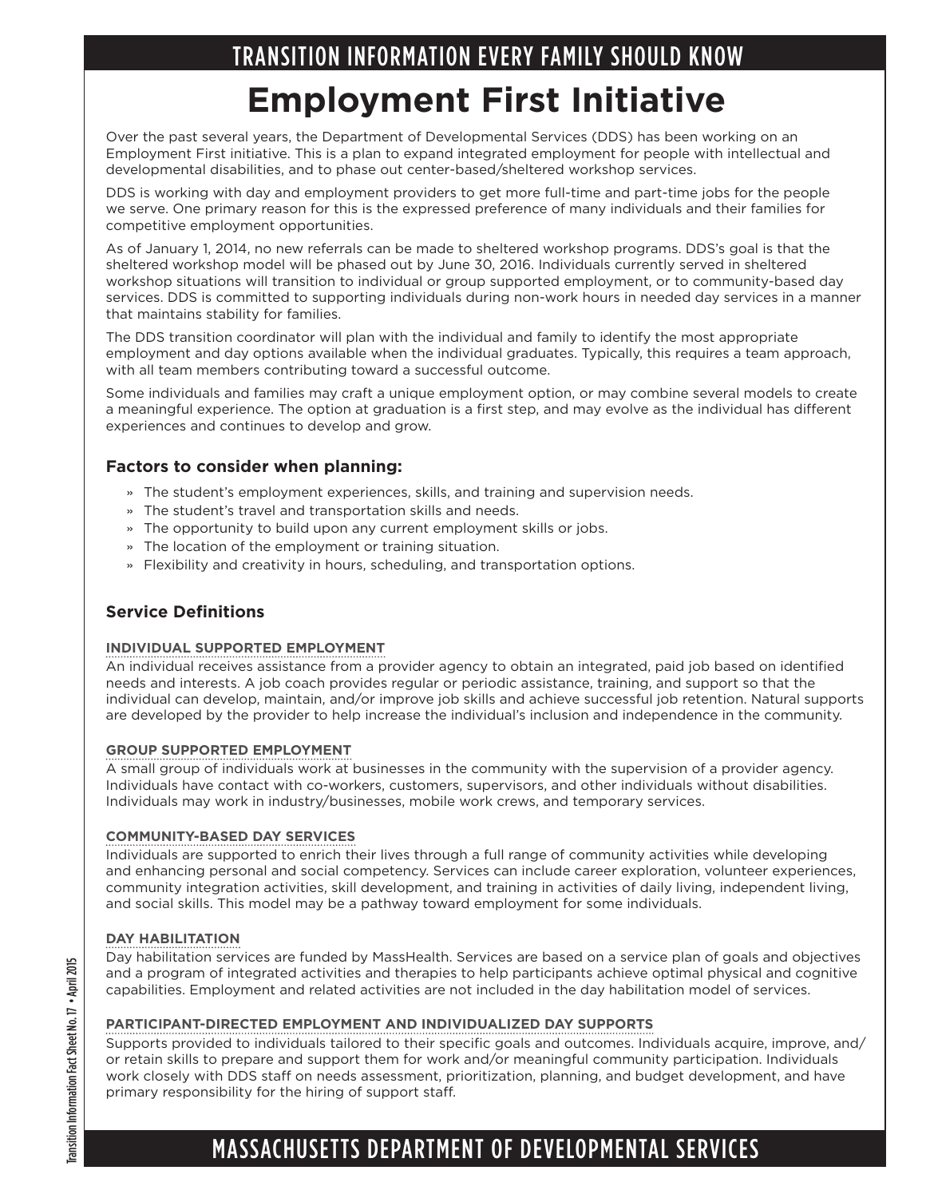# TRANSITION INFORMATION EVERY FAMILY SHOULD KNOW

# Employment First Initiative

Over the past several years, the Department of Developmental Services (DDS) has been working on an Employment First initiative. This is a plan to expand integrated employment for people with intellectual and developmental disabilities, and to phase out center-based/sheltered workshop services.

DDS is working with day and employment providers to get more full-time and part-time jobs for the people we serve. One primary reason for this is the expressed preference of many individuals and their families for competitive employment opportunities.

As of January 1, 2014, no new referrals can be made to sheltered workshop programs. DDS's goal is that the sheltered workshop model will be phased out by June 30, 2016. Individuals currently served in sheltered workshop situations will transition to individual or group supported employment, or to community-based day services. DDS is committed to supporting individuals during non-work hours in needed day services in a manner that maintains stability for families.

The DDS transition coordinator will plan with the individual and family to identify the most appropriate employment and day options available when the individual graduates. Typically, this requires a team approach, with all team members contributing toward a successful outcome.

Some individuals and families may craft a unique employment option, or may combine several models to create a meaningful experience. The option at graduation is a first step, and may evolve as the individual has different experiences and continues to develop and grow.

### Factors to consider when planning:

- The student's employment experiences, skills, and training and supervision needs.
- The student's travel and transportation skills and needs.
- The opportunity to build upon any current employment skills or jobs.
- The location of the employment or training situation.
- Flexibility and creativity in hours, scheduling, and transportation options.

### Service Definitions

**INDIVIDUAL SUPPORTED EMPLOYMENT**

An individual receives assistance from a provider agency to obtain an integrated, paid job based on identified needs and interests. A job coach provides regular or periodic assistance, training, and support so that the individual can develop, maintain, and/or improve job skills and achieve successful job retention. Natural supports are developed by the provider to help increase the individual's inclusion and independence in the community.

**GROUP SUPPORTED EMPLOYMENT**

A small group of individuals work at businesses in the community with the supervision of a provider agency. Individuals have contact with co-workers, customers, supervisors, and other individuals without disabilities. Individuals may work in industry/businesses, mobile work crews, and temporary services.

**COMMUNITY-BASED DAY SERVICES**

Individuals are supported to enrich their lives through a full range of community activities while developing and enhancing personal and social competency. Services can include career exploration, volunteer experiences, community integration activities, skill development, and training in activities of daily living, independent living, and social skills. This model may be a pathway toward employment for some individuals.

**DAY HABILITATION**

Day habilitation services are funded by MassHealth. Services are based on a service plan of goals and objectives and a program of integrated activities and therapies to help participants achieve optimal physical and cognitive capabilities. Employment and related activities are not included in the day habilitation model of services.

**PARTICIPANT-DIRECTED EMPLOYMENT AND INDIVIDUALIZED DAY SUPPORTS**

Supports provided to individuals tailored to their specific goals and outcomes. Individuals acquire, improve, and/or retain skills to prepare and support them for work and/or meaningful community participation. Individuals work closely with DDS staff on needs assessment, prioritization, planning, and budget development, and have primary responsibility for the hiring of support staff.

MASSACHUSETTS DEPARTMENT OF DEVELOPMENTAL SERVICES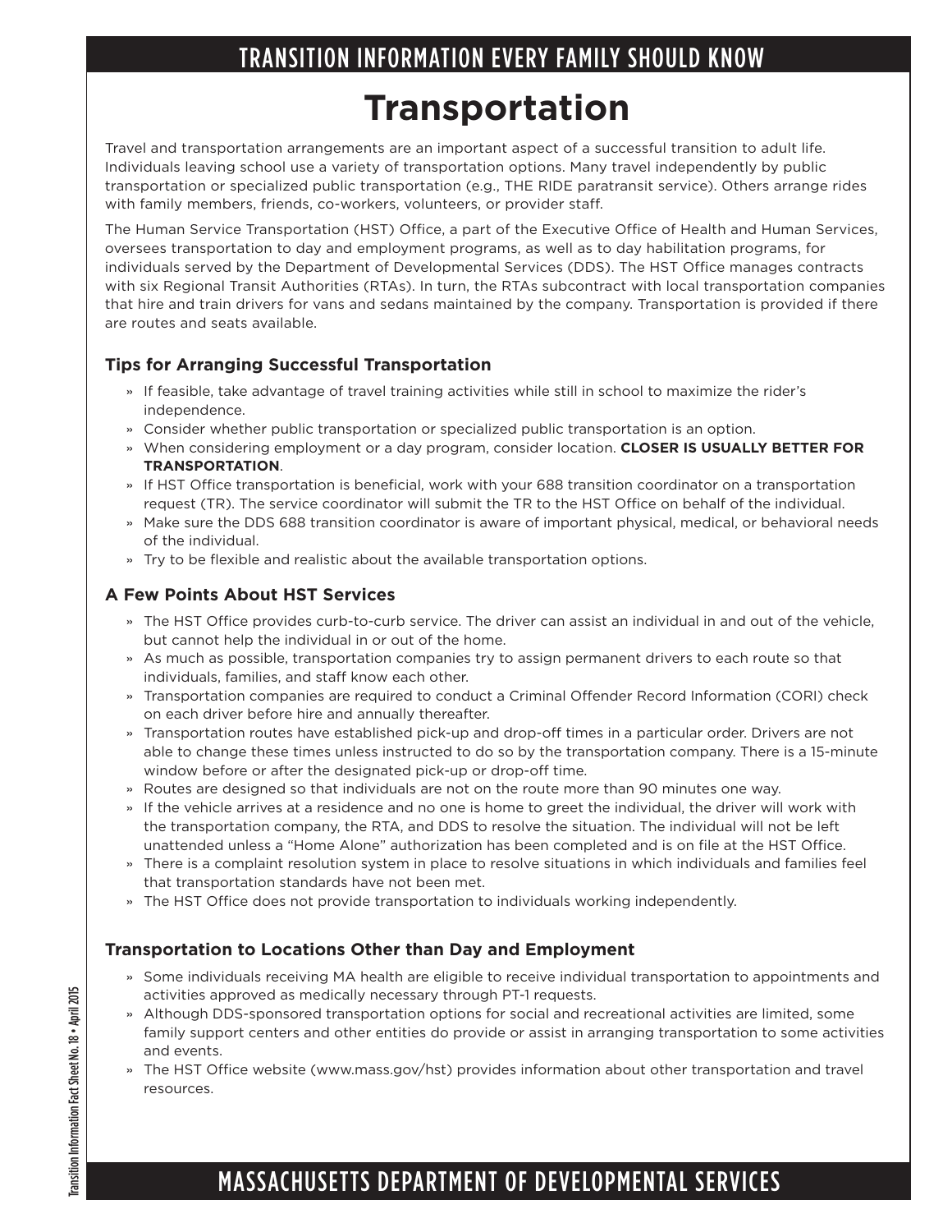## TRANSITION INFORMATION EVERY FAMILY SHOULD KNOW

# Transportation

Travel and transportation arrangements are an important aspect of a successful transition to adult life. Individuals leaving school use a variety of transportation options. Many travel independently by public transportation or specialized public transportation (e.g., THE RIDE paratransit service). Others arrange rides with family members, friends, co-workers, volunteers, or provider staff.

The Human Service Transportation (HST) Office, a part of the Executive Office of Health and Human Services, oversees transportation to day and employment programs, as well as to day habilitation programs, for individuals served by the Department of Developmental Services (DDS). The HST Office manages contracts with six Regional Transit Authorities (RTAs). In turn, the RTAs subcontract with local transportation companies that hire and train drivers for vans and sedans maintained by the company. Transportation is provided if there are routes and seats available.

### Tips for Arranging Successful Transportation

- If feasible, take advantage of travel training activities while still in school to maximize the rider's independence.
- Consider whether public transportation or specialized public transportation is an option.
- When considering employment or a day program, consider location. **CLOSER IS USUALLY BETTER FOR TRANSPORTATION**.
- If HST Office transportation is beneficial, work with your 688 transition coordinator on a transportation request (TR). The service coordinator will submit the TR to the HST Office on behalf of the individual.
- Make sure the DDS 688 transition coordinator is aware of important physical, medical, or behavioral needs of the individual.
- Try to be flexible and realistic about the available transportation options.

### A Few Points About HST Services

- The HST Office provides curb-to-curb service. The driver can assist an individual in and out of the vehicle, but cannot help the individual in or out of the home.
- As much as possible, transportation companies try to assign permanent drivers to each route so that individuals, families, and staff know each other.
- Transportation companies are required to conduct a Criminal Offender Record Information (CORI) check on each driver before hire and annually thereafter.
- Transportation routes have established pick-up and drop-off times in a particular order. Drivers are not able to change these times unless instructed to do so by the transportation company. There is a 15-minute window before or after the designated pick-up or drop-off time.
- Routes are designed so that individuals are not on the route more than 90 minutes one way.
- If the vehicle arrives at a residence and no one is home to greet the individual, the driver will work with the transportation company, the RTA, and DDS to resolve the situation. The individual will not be left unattended unless a "Home Alone" authorization has been completed and is on file at the HST Office.
- There is a complaint resolution system in place to resolve situations in which individuals and families feel that transportation standards have not been met.
- The HST Office does not provide transportation to individuals working independently.

### Transportation to Locations Other than Day and Employment

- Some individuals receiving MA health are eligible to receive individual transportation to appointments and activities approved as medically necessary through PT-1 requests.
- Although DDS-sponsored transportation options for social and recreational activities are limited, some family support centers and other entities do provide or assist in arranging transportation to some activities and events.
- The HST Office website (www.mass.gov/hst) provides information about other transportation and travel resources.

Transition Information Fact Sheet No. 18 • April 2015

## MASSACHUSETTS DEPARTMENT OF DEVELOPMENTAL SERVICES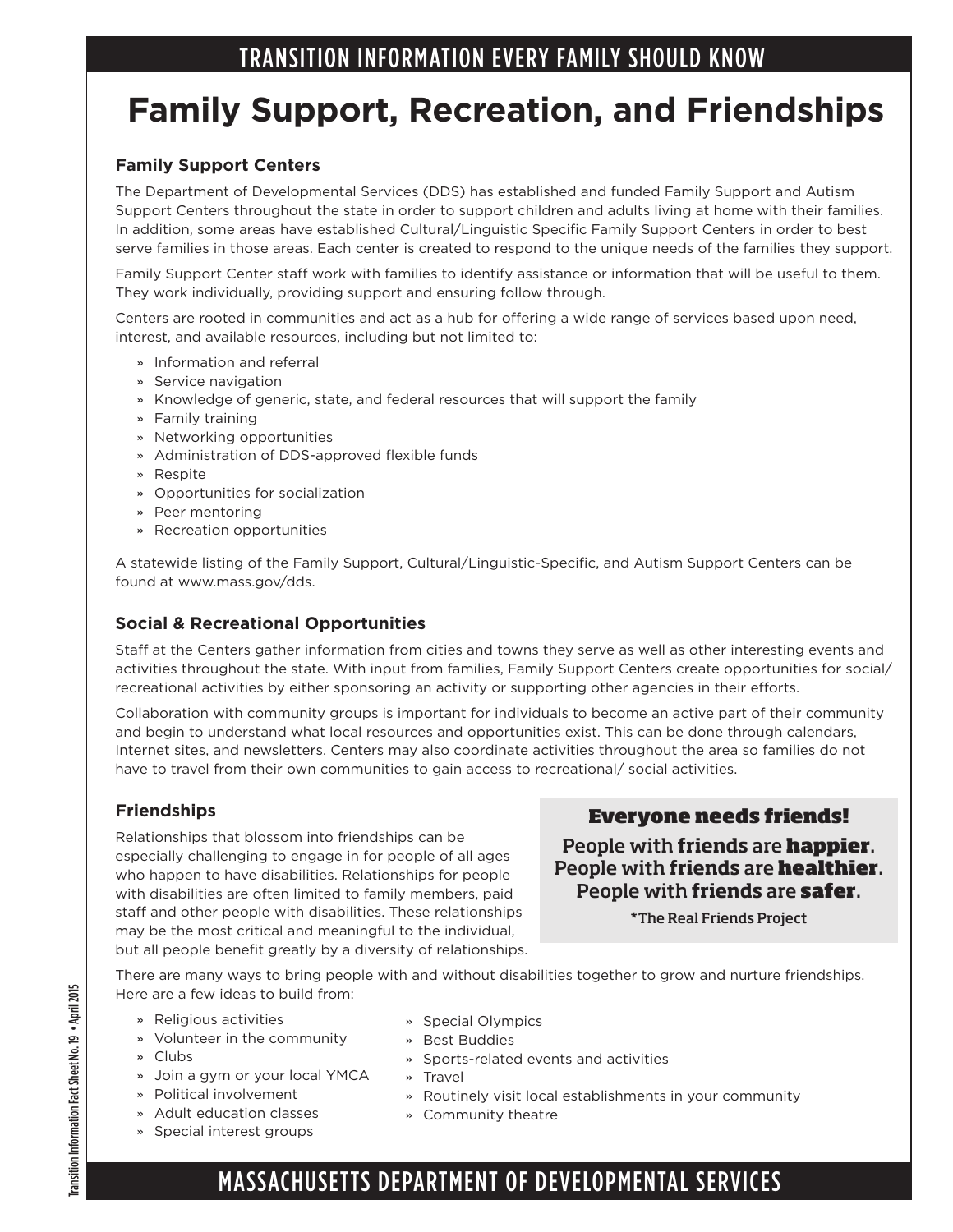TRANSITION INFORMATION EVERY FAMILY SHOULD KNOW

# Family Support, Recreation, and Friendships

### Family Support Centers

The Department of Developmental Services (DDS) has established and funded Family Support and Autism Support Centers throughout the state in order to support children and adults living at home with their families. In addition, some areas have established Cultural/Linguistic Specific Family Support Centers in order to best serve families in those areas. Each center is created to respond to the unique needs of the families they support.

Family Support Center staff work with families to identify assistance or information that will be useful to them. They work individually, providing support and ensuring follow through.

Centers are rooted in communities and act as a hub for offering a wide range of services based upon need, interest, and available resources, including but not limited to:

- Information and referral
- Service navigation
- Knowledge of generic, state, and federal resources that will support the family
- Family training
- Networking opportunities
- Administration of DDS-approved flexible funds
- Respite
- Opportunities for socialization
- Peer mentoring
- Recreation opportunities

A statewide listing of the Family Support, Cultural/Linguistic-Specific, and Autism Support Centers can be found at www.mass.gov/dds.

### Social & Recreational Opportunities

Staff at the Centers gather information from cities and towns they serve as well as other interesting events and activities throughout the state. With input from families, Family Support Centers create opportunities for social/ recreational activities by either sponsoring an activity or supporting other agencies in their efforts.

Collaboration with community groups is important for individuals to become an active part of their community and begin to understand what local resources and opportunities exist. This can be done through calendars, Internet sites, and newsletters. Centers may also coordinate activities throughout the area so families do not have to travel from their own communities to gain access to recreational/ social activities.

### Friendships

Relationships that blossom into friendships can be especially challenging to engage in for people of all ages who happen to have disabilities. Relationships for people with disabilities are often limited to family members, paid staff and other people with disabilities. These relationships may be the most critical and meaningful to the individual, but all people benefit greatly by a diversity of relationships.

**Everyone needs friends!**

People with **friends** are **happier**.
People with **friends** are **healthier**.
People with **friends** are **safer**.

**\*The Real Friends Project**

There are many ways to bring people with and without disabilities together to grow and nurture friendships. Here are a few ideas to build from:

- Religious activities
- Volunteer in the community
- Clubs
- Join a gym or your local YMCA
- Political involvement
- Adult education classes
- Special interest groups
- Special Olympics
- Best Buddies
- Sports-related events and activities
- Travel
- Routinely visit local establishments in your community
- Community theatre

MASSACHUSETTS DEPARTMENT OF DEVELOPMENTAL SERVICES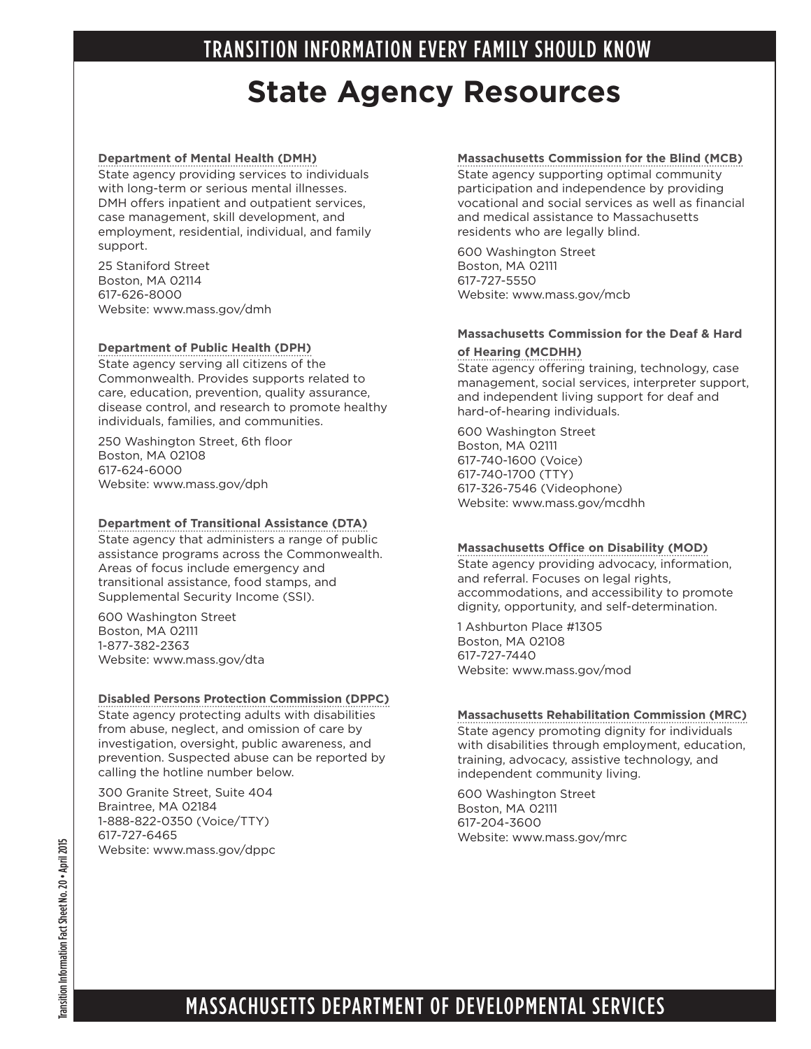# TRANSITION INFORMATION EVERY FAMILY SHOULD KNOW

## State Agency Resources

**Department of Mental Health (DMH)**
State agency providing services to individuals with long-term or serious mental illnesses. DMH offers inpatient and outpatient services, case management, skill development, and employment, residential, individual, and family support.

25 Staniford Street
Boston, MA 02114
617-626-8000
Website: www.mass.gov/dmh

**Department of Public Health (DPH)**
State agency serving all citizens of the Commonwealth. Provides supports related to care, education, prevention, quality assurance, disease control, and research to promote healthy individuals, families, and communities.

250 Washington Street, 6th floor
Boston, MA 02108
617-624-6000
Website: www.mass.gov/dph

**Department of Transitional Assistance (DTA)**
State agency that administers a range of public assistance programs across the Commonwealth. Areas of focus include emergency and transitional assistance, food stamps, and Supplemental Security Income (SSI).

600 Washington Street
Boston, MA 02111
1-877-382-2363
Website: www.mass.gov/dta

**Disabled Persons Protection Commission (DPPC)**
State agency protecting adults with disabilities from abuse, neglect, and omission of care by investigation, oversight, public awareness, and prevention. Suspected abuse can be reported by calling the hotline number below.

300 Granite Street, Suite 404
Braintree, MA 02184
1-888-822-0350 (Voice/TTY)
617-727-6465
Website: www.mass.gov/dppc

**Massachusetts Commission for the Blind (MCB)**
State agency supporting optimal community participation and independence by providing vocational and social services as well as financial and medical assistance to Massachusetts residents who are legally blind.

600 Washington Street
Boston, MA 02111
617-727-5550
Website: www.mass.gov/mcb

**Massachusetts Commission for the Deaf & Hard of Hearing (MCDHH)**
State agency offering training, technology, case management, social services, interpreter support, and independent living support for deaf and hard-of-hearing individuals.

600 Washington Street
Boston, MA 02111
617-740-1600 (Voice)
617-740-1700 (TTY)
617-326-7546 (Videophone)
Website: www.mass.gov/mcdhh

**Massachusetts Office on Disability (MOD)**
State agency providing advocacy, information, and referral. Focuses on legal rights, accommodations, and accessibility to promote dignity, opportunity, and self-determination.

1 Ashburton Place #1305
Boston, MA 02108
617-727-7440
Website: www.mass.gov/mod

**Massachusetts Rehabilitation Commission (MRC)**
State agency promoting dignity for individuals with disabilities through employment, education, training, advocacy, assistive technology, and independent community living.

600 Washington Street
Boston, MA 02111
617-204-3600
Website: www.mass.gov/mrc

Transition Information Fact Sheet No. 20 • April 2015

MASSACHUSETTS DEPARTMENT OF DEVELOPMENTAL SERVICES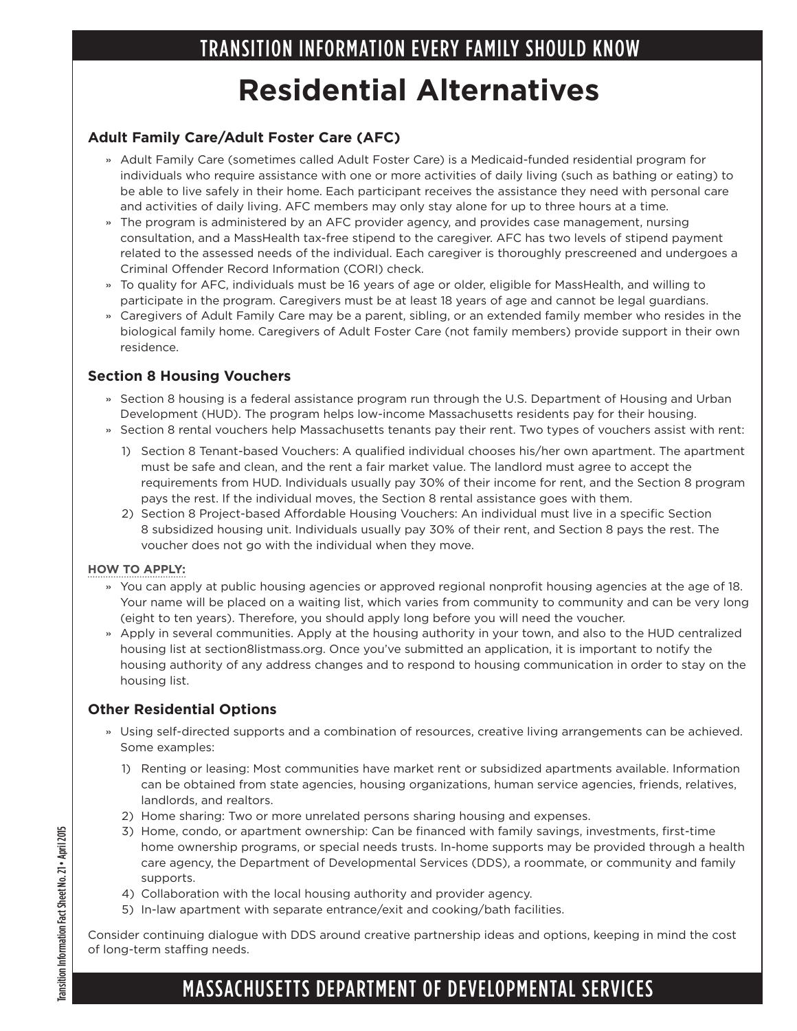# Residential Alternatives

### Adult Family Care/Adult Foster Care (AFC)

- Adult Family Care (sometimes called Adult Foster Care) is a Medicaid-funded residential program for individuals who require assistance with one or more activities of daily living (such as bathing or eating) to be able to live safely in their home. Each participant receives the assistance they need with personal care and activities of daily living. AFC members may only stay alone for up to three hours at a time.
- The program is administered by an AFC provider agency, and provides case management, nursing consultation, and a MassHealth tax-free stipend to the caregiver. AFC has two levels of stipend payment related to the assessed needs of the individual. Each caregiver is thoroughly prescreened and undergoes a Criminal Offender Record Information (CORI) check.
- To quality for AFC, individuals must be 16 years of age or older, eligible for MassHealth, and willing to participate in the program. Caregivers must be at least 18 years of age and cannot be legal guardians.
- Caregivers of Adult Family Care may be a parent, sibling, or an extended family member who resides in the biological family home. Caregivers of Adult Foster Care (not family members) provide support in their own residence.

### Section 8 Housing Vouchers

- Section 8 housing is a federal assistance program run through the U.S. Department of Housing and Urban Development (HUD). The program helps low-income Massachusetts residents pay for their housing.
- Section 8 rental vouchers help Massachusetts tenants pay their rent. Two types of vouchers assist with rent:
  1) Section 8 Tenant-based Vouchers: A qualified individual chooses his/her own apartment. The apartment must be safe and clean, and the rent a fair market value. The landlord must agree to accept the requirements from HUD. Individuals usually pay 30% of their income for rent, and the Section 8 program pays the rest. If the individual moves, the Section 8 rental assistance goes with them.
  2) Section 8 Project-based Affordable Housing Vouchers: An individual must live in a specific Section 8 subsidized housing unit. Individuals usually pay 30% of their rent, and Section 8 pays the rest. The voucher does not go with the individual when they move.

**HOW TO APPLY:**

- You can apply at public housing agencies or approved regional nonprofit housing agencies at the age of 18. Your name will be placed on a waiting list, which varies from community to community and can be very long (eight to ten years). Therefore, you should apply long before you will need the voucher.
- Apply in several communities. Apply at the housing authority in your town, and also to the HUD centralized housing list at section8listmass.org. Once you've submitted an application, it is important to notify the housing authority of any address changes and to respond to housing communication in order to stay on the housing list.

### Other Residential Options

- Using self-directed supports and a combination of resources, creative living arrangements can be achieved. Some examples:
  1) Renting or leasing: Most communities have market rent or subsidized apartments available. Information can be obtained from state agencies, housing organizations, human service agencies, friends, relatives, landlords, and realtors.
  2) Home sharing: Two or more unrelated persons sharing housing and expenses.
  3) Home, condo, or apartment ownership: Can be financed with family savings, investments, first-time home ownership programs, or special needs trusts. In-home supports may be provided through a health care agency, the Department of Developmental Services (DDS), a roommate, or community and family supports.
  4) Collaboration with the local housing authority and provider agency.
  5) In-law apartment with separate entrance/exit and cooking/bath facilities.

Consider continuing dialogue with DDS around creative partnership ideas and options, keeping in mind the cost of long-term staffing needs.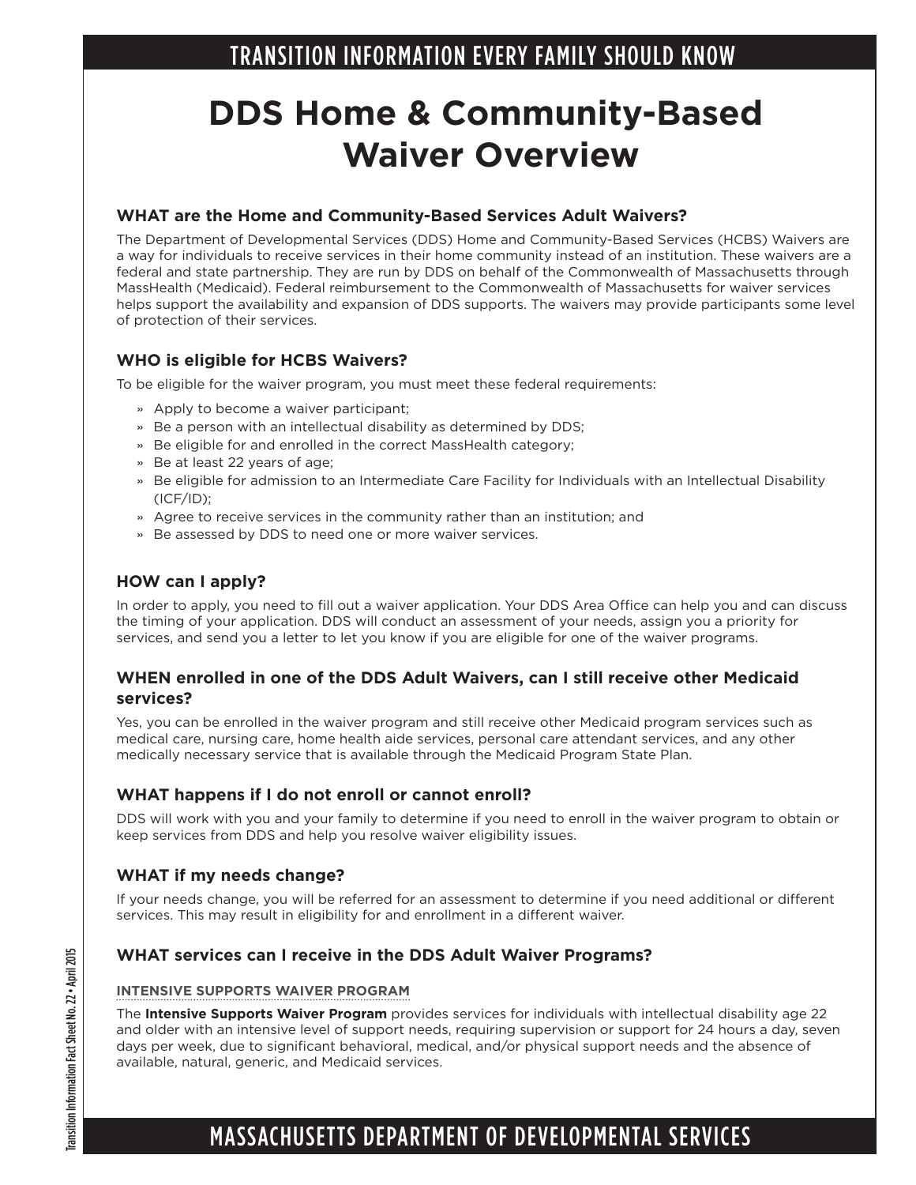# DDS Home & Community-Based Waiver Overview

### WHAT are the Home and Community-Based Services Adult Waivers?

The Department of Developmental Services (DDS) Home and Community-Based Services (HCBS) Waivers are a way for individuals to receive services in their home community instead of an institution. These waivers are a federal and state partnership. They are run by DDS on behalf of the Commonwealth of Massachusetts through MassHealth (Medicaid). Federal reimbursement to the Commonwealth of Massachusetts for waiver services helps support the availability and expansion of DDS supports. The waivers may provide participants some level of protection of their services.

### WHO is eligible for HCBS Waivers?

To be eligible for the waiver program, you must meet these federal requirements:

- Apply to become a waiver participant;
- Be a person with an intellectual disability as determined by DDS;
- Be eligible for and enrolled in the correct MassHealth category;
- Be at least 22 years of age;
- Be eligible for admission to an Intermediate Care Facility for Individuals with an Intellectual Disability (ICF/ID);
- Agree to receive services in the community rather than an institution; and
- Be assessed by DDS to need one or more waiver services.

### HOW can I apply?

In order to apply, you need to fill out a waiver application. Your DDS Area Office can help you and can discuss the timing of your application. DDS will conduct an assessment of your needs, assign you a priority for services, and send you a letter to let you know if you are eligible for one of the waiver programs.

### WHEN enrolled in one of the DDS Adult Waivers, can I still receive other Medicaid services?

Yes, you can be enrolled in the waiver program and still receive other Medicaid program services such as medical care, nursing care, home health aide services, personal care attendant services, and any other medically necessary service that is available through the Medicaid Program State Plan.

### WHAT happens if I do not enroll or cannot enroll?

DDS will work with you and your family to determine if you need to enroll in the waiver program to obtain or keep services from DDS and help you resolve waiver eligibility issues.

### WHAT if my needs change?

If your needs change, you will be referred for an assessment to determine if you need additional or different services. This may result in eligibility for and enrollment in a different waiver.

### WHAT services can I receive in the DDS Adult Waiver Programs?

#### INTENSIVE SUPPORTS WAIVER PROGRAM

The **Intensive Supports Waiver Program** provides services for individuals with intellectual disability age 22 and older with an intensive level of support needs, requiring supervision or support for 24 hours a day, seven days per week, due to significant behavioral, medical, and/or physical support needs and the absence of available, natural, generic, and Medicaid services.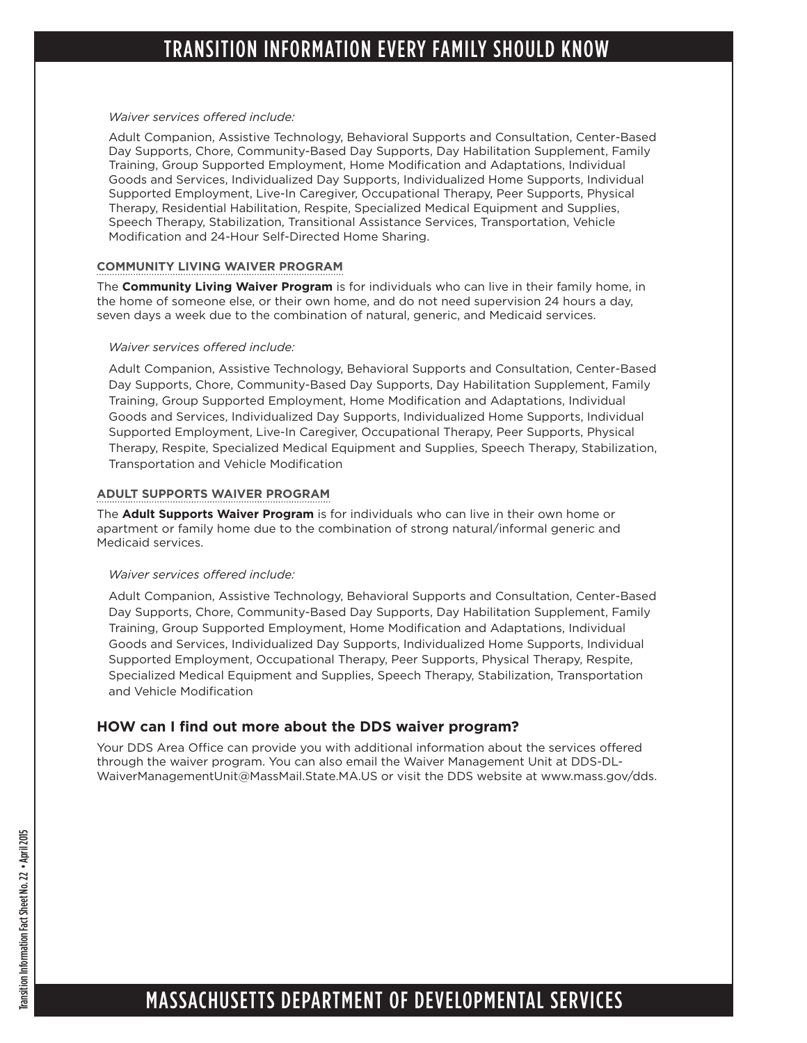*Waiver services offered include:*

Adult Companion, Assistive Technology, Behavioral Supports and Consultation, Center-Based Day Supports, Chore, Community-Based Day Supports, Day Habilitation Supplement, Family Training, Group Supported Employment, Home Modification and Adaptations, Individual Goods and Services, Individualized Day Supports, Individualized Home Supports, Individual Supported Employment, Live-In Caregiver, Occupational Therapy, Peer Supports, Physical Therapy, Residential Habilitation, Respite, Specialized Medical Equipment and Supplies, Speech Therapy, Stabilization, Transitional Assistance Services, Transportation, Vehicle Modification and 24-Hour Self-Directed Home Sharing.

#### COMMUNITY LIVING WAIVER PROGRAM

The **Community Living Waiver Program** is for individuals who can live in their family home, in the home of someone else, or their own home, and do not need supervision 24 hours a day, seven days a week due to the combination of natural, generic, and Medicaid services.

*Waiver services offered include:*

Adult Companion, Assistive Technology, Behavioral Supports and Consultation, Center-Based Day Supports, Chore, Community-Based Day Supports, Day Habilitation Supplement, Family Training, Group Supported Employment, Home Modification and Adaptations, Individual Goods and Services, Individualized Day Supports, Individualized Home Supports, Individual Supported Employment, Live-In Caregiver, Occupational Therapy, Peer Supports, Physical Therapy, Respite, Specialized Medical Equipment and Supplies, Speech Therapy, Stabilization, Transportation and Vehicle Modification

#### ADULT SUPPORTS WAIVER PROGRAM

The **Adult Supports Waiver Program** is for individuals who can live in their own home or apartment or family home due to the combination of strong natural/informal generic and Medicaid services.

*Waiver services offered include:*

Adult Companion, Assistive Technology, Behavioral Supports and Consultation, Center-Based Day Supports, Chore, Community-Based Day Supports, Day Habilitation Supplement, Family Training, Group Supported Employment, Home Modification and Adaptations, Individual Goods and Services, Individualized Day Supports, Individualized Home Supports, Individual Supported Employment, Occupational Therapy, Peer Supports, Physical Therapy, Respite, Specialized Medical Equipment and Supplies, Speech Therapy, Stabilization, Transportation and Vehicle Modification

### HOW can I find out more about the DDS waiver program?

Your DDS Area Office can provide you with additional information about the services offered through the waiver program. You can also email the Waiver Management Unit at DDS-DL-WaiverManagementUnit@MassMail.State.MA.US or visit the DDS website at www.mass.gov/dds.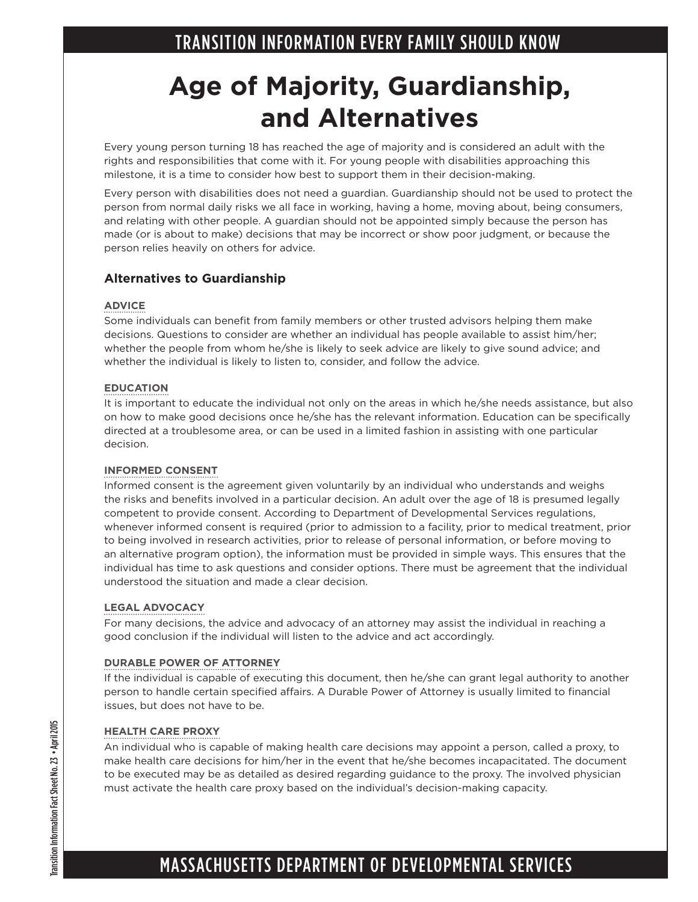# Age of Majority, Guardianship, and Alternatives

Every young person turning 18 has reached the age of majority and is considered an adult with the rights and responsibilities that come with it. For young people with disabilities approaching this milestone, it is a time to consider how best to support them in their decision-making.

Every person with disabilities does not need a guardian. Guardianship should not be used to protect the person from normal daily risks we all face in working, having a home, moving about, being consumers, and relating with other people. A guardian should not be appointed simply because the person has made (or is about to make) decisions that may be incorrect or show poor judgment, or because the person relies heavily on others for advice.

## Alternatives to Guardianship

### ADVICE

Some individuals can benefit from family members or other trusted advisors helping them make decisions. Questions to consider are whether an individual has people available to assist him/her; whether the people from whom he/she is likely to seek advice are likely to give sound advice; and whether the individual is likely to listen to, consider, and follow the advice.

### EDUCATION

It is important to educate the individual not only on the areas in which he/she needs assistance, but also on how to make good decisions once he/she has the relevant information. Education can be specifically directed at a troublesome area, or can be used in a limited fashion in assisting with one particular decision.

### INFORMED CONSENT

Informed consent is the agreement given voluntarily by an individual who understands and weighs the risks and benefits involved in a particular decision. An adult over the age of 18 is presumed legally competent to provide consent. According to Department of Developmental Services regulations, whenever informed consent is required (prior to admission to a facility, prior to medical treatment, prior to being involved in research activities, prior to release of personal information, or before moving to an alternative program option), the information must be provided in simple ways. This ensures that the individual has time to ask questions and consider options. There must be agreement that the individual understood the situation and made a clear decision.

### LEGAL ADVOCACY

For many decisions, the advice and advocacy of an attorney may assist the individual in reaching a good conclusion if the individual will listen to the advice and act accordingly.

### DURABLE POWER OF ATTORNEY

If the individual is capable of executing this document, then he/she can grant legal authority to another person to handle certain specified affairs. A Durable Power of Attorney is usually limited to financial issues, but does not have to be.

### HEALTH CARE PROXY

An individual who is capable of making health care decisions may appoint a person, called a proxy, to make health care decisions for him/her in the event that he/she becomes incapacitated. The document to be executed may be as detailed as desired regarding guidance to the proxy. The involved physician must activate the health care proxy based on the individual's decision-making capacity.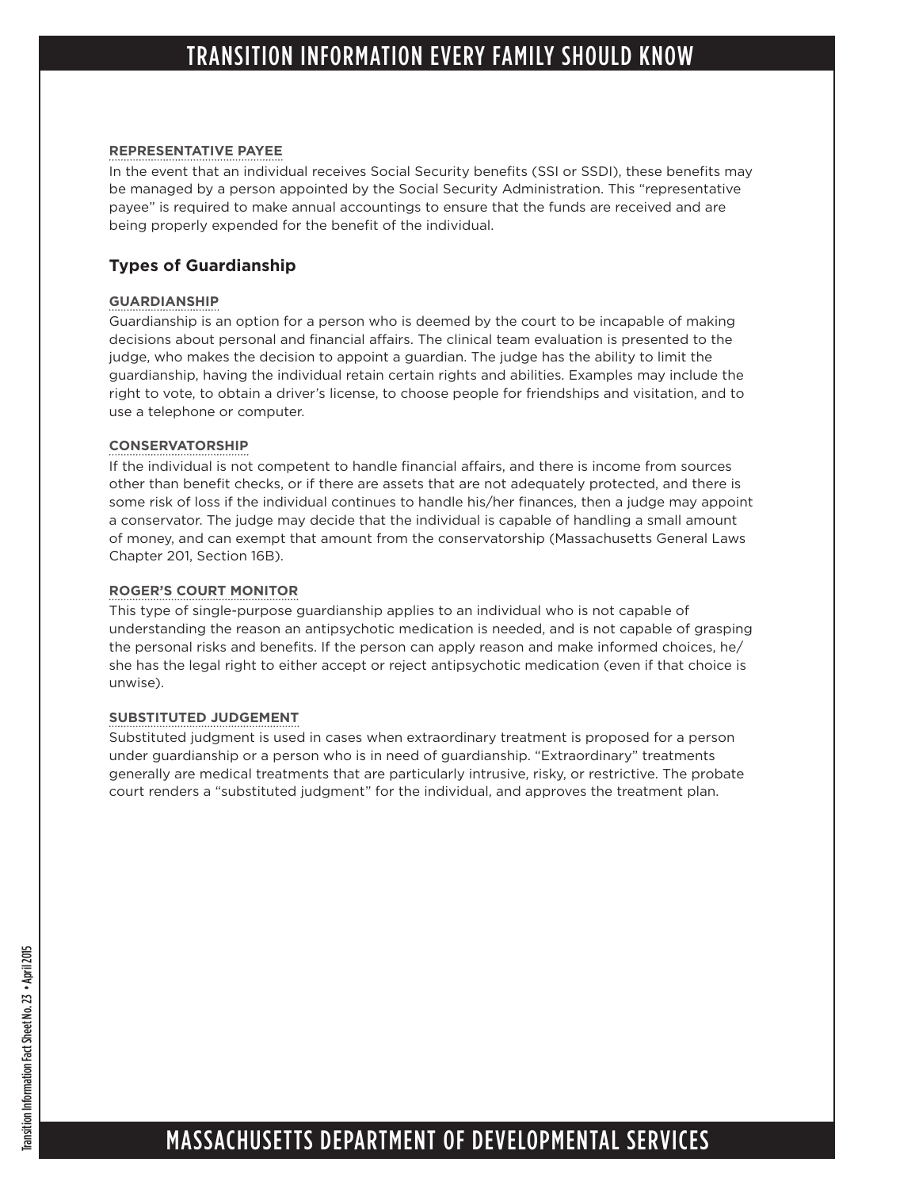### REPRESENTATIVE PAYEE

In the event that an individual receives Social Security benefits (SSI or SSDI), these benefits may be managed by a person appointed by the Social Security Administration. This "representative payee" is required to make annual accountings to ensure that the funds are received and are being properly expended for the benefit of the individual.

## Types of Guardianship

### GUARDIANSHIP

Guardianship is an option for a person who is deemed by the court to be incapable of making decisions about personal and financial affairs. The clinical team evaluation is presented to the judge, who makes the decision to appoint a guardian. The judge has the ability to limit the guardianship, having the individual retain certain rights and abilities. Examples may include the right to vote, to obtain a driver's license, to choose people for friendships and visitation, and to use a telephone or computer.

### CONSERVATORSHIP

If the individual is not competent to handle financial affairs, and there is income from sources other than benefit checks, or if there are assets that are not adequately protected, and there is some risk of loss if the individual continues to handle his/her finances, then a judge may appoint a conservator. The judge may decide that the individual is capable of handling a small amount of money, and can exempt that amount from the conservatorship (Massachusetts General Laws Chapter 201, Section 16B).

### ROGER'S COURT MONITOR

This type of single-purpose guardianship applies to an individual who is not capable of understanding the reason an antipsychotic medication is needed, and is not capable of grasping the personal risks and benefits. If the person can apply reason and make informed choices, he/she has the legal right to either accept or reject antipsychotic medication (even if that choice is unwise).

### SUBSTITUTED JUDGEMENT

Substituted judgment is used in cases when extraordinary treatment is proposed for a person under guardianship or a person who is in need of guardianship. "Extraordinary" treatments generally are medical treatments that are particularly intrusive, risky, or restrictive. The probate court renders a "substituted judgment" for the individual, and approves the treatment plan.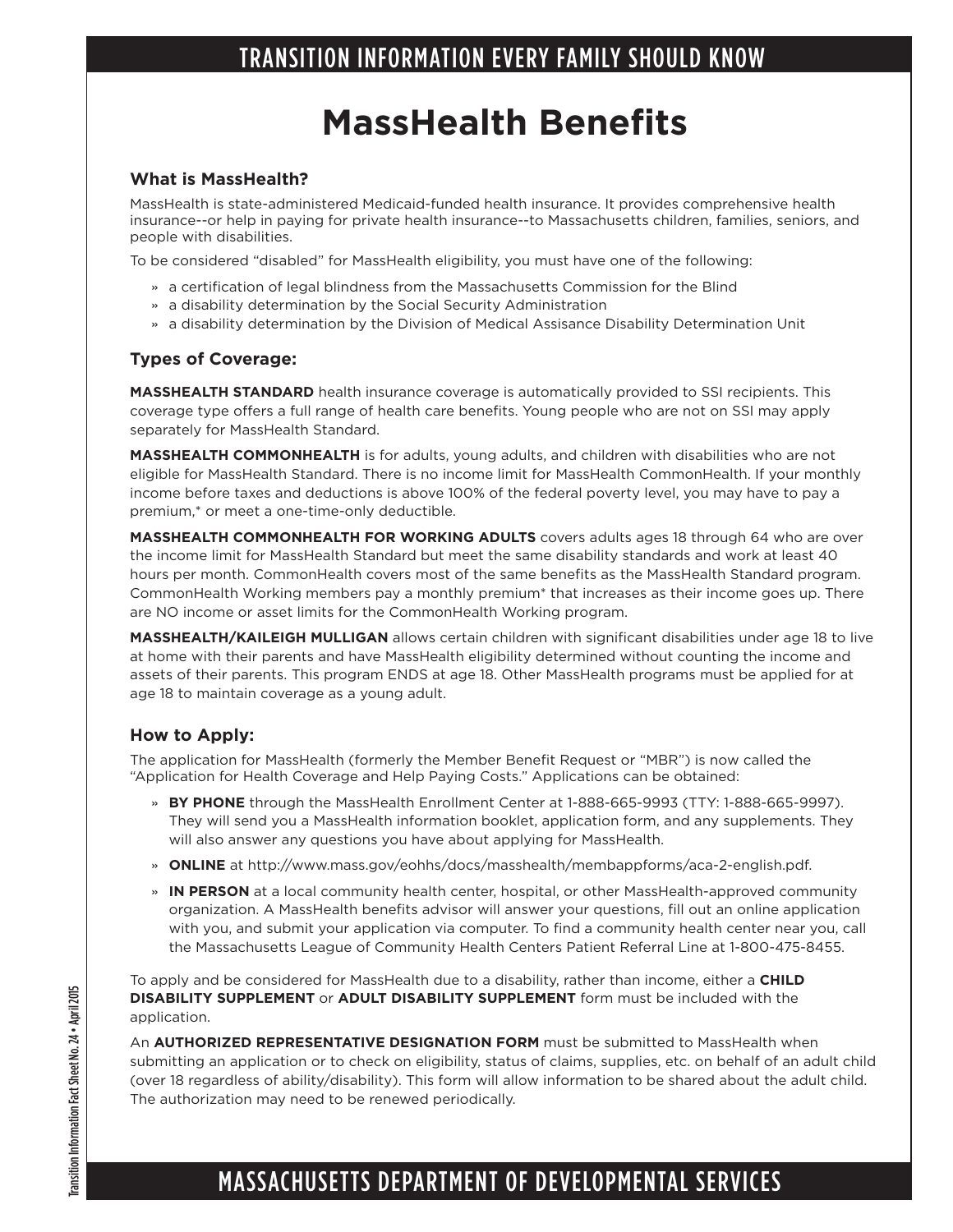# MassHealth Benefits

### What is MassHealth?

MassHealth is state-administered Medicaid-funded health insurance. It provides comprehensive health insurance--or help in paying for private health insurance--to Massachusetts children, families, seniors, and people with disabilities.

To be considered "disabled" for MassHealth eligibility, you must have one of the following:

- a certification of legal blindness from the Massachusetts Commission for the Blind
- a disability determination by the Social Security Administration
- a disability determination by the Division of Medical Assisance Disability Determination Unit

### Types of Coverage:

**MASSHEALTH STANDARD** health insurance coverage is automatically provided to SSI recipients. This coverage type offers a full range of health care benefits. Young people who are not on SSI may apply separately for MassHealth Standard.

**MASSHEALTH COMMONHEALTH** is for adults, young adults, and children with disabilities who are not eligible for MassHealth Standard. There is no income limit for MassHealth CommonHealth. If your monthly income before taxes and deductions is above 100% of the federal poverty level, you may have to pay a premium,* or meet a one-time-only deductible.

**MASSHEALTH COMMONHEALTH FOR WORKING ADULTS** covers adults ages 18 through 64 who are over the income limit for MassHealth Standard but meet the same disability standards and work at least 40 hours per month. CommonHealth covers most of the same benefits as the MassHealth Standard program. CommonHealth Working members pay a monthly premium* that increases as their income goes up. There are NO income or asset limits for the CommonHealth Working program.

**MASSHEALTH/KAILEIGH MULLIGAN** allows certain children with significant disabilities under age 18 to live at home with their parents and have MassHealth eligibility determined without counting the income and assets of their parents. This program ENDS at age 18. Other MassHealth programs must be applied for at age 18 to maintain coverage as a young adult.

### How to Apply:

The application for MassHealth (formerly the Member Benefit Request or "MBR") is now called the "Application for Health Coverage and Help Paying Costs." Applications can be obtained:

- **BY PHONE** through the MassHealth Enrollment Center at 1-888-665-9993 (TTY: 1-888-665-9997). They will send you a MassHealth information booklet, application form, and any supplements. They will also answer any questions you have about applying for MassHealth.
- **ONLINE** at http://www.mass.gov/eohhs/docs/masshealth/membappforms/aca-2-english.pdf.
- **IN PERSON** at a local community health center, hospital, or other MassHealth-approved community organization. A MassHealth benefits advisor will answer your questions, fill out an online application with you, and submit your application via computer. To find a community health center near you, call the Massachusetts League of Community Health Centers Patient Referral Line at 1-800-475-8455.

To apply and be considered for MassHealth due to a disability, rather than income, either a **CHILD DISABILITY SUPPLEMENT** or **ADULT DISABILITY SUPPLEMENT** form must be included with the application.

An **AUTHORIZED REPRESENTATIVE DESIGNATION FORM** must be submitted to MassHealth when submitting an application or to check on eligibility, status of claims, supplies, etc. on behalf of an adult child (over 18 regardless of ability/disability). This form will allow information to be shared about the adult child. The authorization may need to be renewed periodically.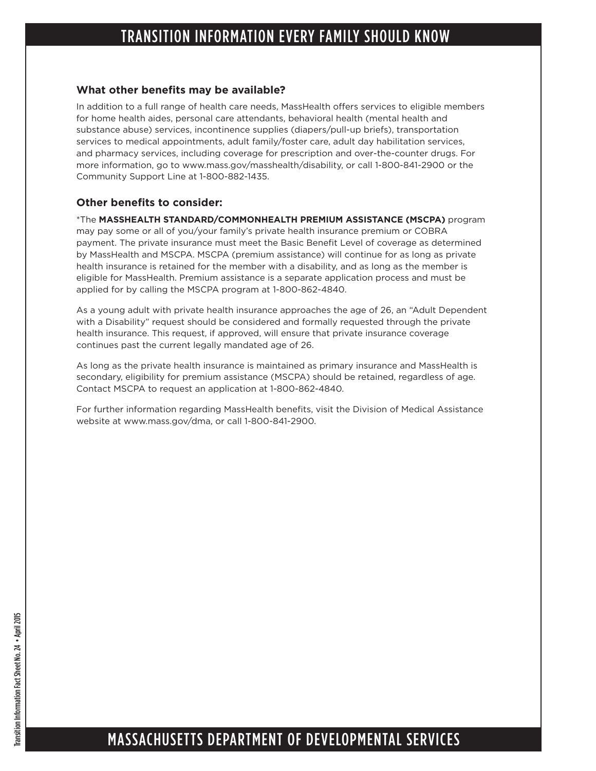### What other benefits may be available?

In addition to a full range of health care needs, MassHealth offers services to eligible members for home health aides, personal care attendants, behavioral health (mental health and substance abuse) services, incontinence supplies (diapers/pull-up briefs), transportation services to medical appointments, adult family/foster care, adult day habilitation services, and pharmacy services, including coverage for prescription and over-the-counter drugs. For more information, go to www.mass.gov/masshealth/disability, or call 1-800-841-2900 or the Community Support Line at 1-800-882-1435.

### Other benefits to consider:

*The **MASSHEALTH STANDARD/COMMONHEALTH PREMIUM ASSISTANCE (MSCPA)** program may pay some or all of you/your family's private health insurance premium or COBRA payment. The private insurance must meet the Basic Benefit Level of coverage as determined by MassHealth and MSCPA. MSCPA (premium assistance) will continue for as long as private health insurance is retained for the member with a disability, and as long as the member is eligible for MassHealth. Premium assistance is a separate application process and must be applied for by calling the MSCPA program at 1-800-862-4840.

As a young adult with private health insurance approaches the age of 26, an "Adult Dependent with a Disability" request should be considered and formally requested through the private health insurance. This request, if approved, will ensure that private insurance coverage continues past the current legally mandated age of 26.

As long as the private health insurance is maintained as primary insurance and MassHealth is secondary, eligibility for premium assistance (MSCPA) should be retained, regardless of age. Contact MSCPA to request an application at 1-800-862-4840.

For further information regarding MassHealth benefits, visit the Division of Medical Assistance website at www.mass.gov/dma, or call 1-800-841-2900.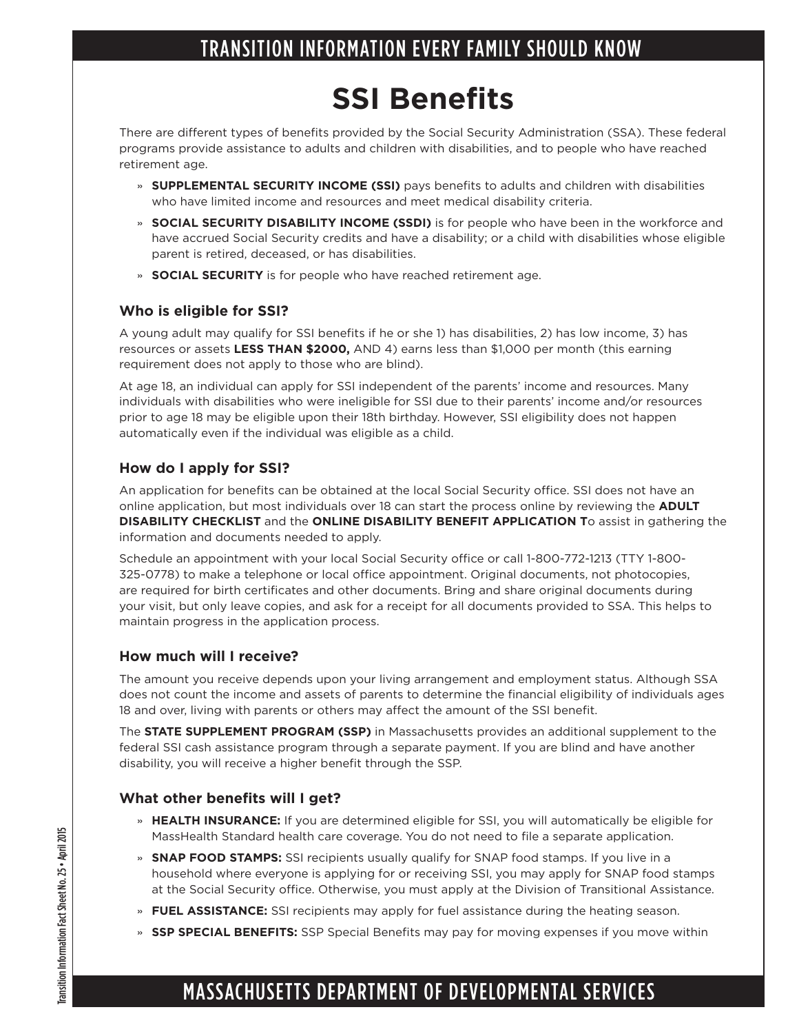TRANSITION INFORMATION EVERY FAMILY SHOULD KNOW

# SSI Benefits

There are different types of benefits provided by the Social Security Administration (SSA). These federal programs provide assistance to adults and children with disabilities, and to people who have reached retirement age.

- **SUPPLEMENTAL SECURITY INCOME (SSI)** pays benefits to adults and children with disabilities who have limited income and resources and meet medical disability criteria.
- **SOCIAL SECURITY DISABILITY INCOME (SSDI)** is for people who have been in the workforce and have accrued Social Security credits and have a disability; or a child with disabilities whose eligible parent is retired, deceased, or has disabilities.
- **SOCIAL SECURITY** is for people who have reached retirement age.

### Who is eligible for SSI?

A young adult may qualify for SSI benefits if he or she 1) has disabilities, 2) has low income, 3) has resources or assets **LESS THAN $2000,** AND 4) earns less than $1,000 per month (this earning requirement does not apply to those who are blind).

At age 18, an individual can apply for SSI independent of the parents' income and resources. Many individuals with disabilities who were ineligible for SSI due to their parents' income and/or resources prior to age 18 may be eligible upon their 18th birthday. However, SSI eligibility does not happen automatically even if the individual was eligible as a child.

### How do I apply for SSI?

An application for benefits can be obtained at the local Social Security office. SSI does not have an online application, but most individuals over 18 can start the process online by reviewing the **ADULT DISABILITY CHECKLIST** and the **ONLINE DISABILITY BENEFIT APPLICATION T**o assist in gathering the information and documents needed to apply.

Schedule an appointment with your local Social Security office or call 1-800-772-1213 (TTY 1-800-325-0778) to make a telephone or local office appointment. Original documents, not photocopies, are required for birth certificates and other documents. Bring and share original documents during your visit, but only leave copies, and ask for a receipt for all documents provided to SSA. This helps to maintain progress in the application process.

### How much will I receive?

The amount you receive depends upon your living arrangement and employment status. Although SSA does not count the income and assets of parents to determine the financial eligibility of individuals ages 18 and over, living with parents or others may affect the amount of the SSI benefit.

The **STATE SUPPLEMENT PROGRAM (SSP)** in Massachusetts provides an additional supplement to the federal SSI cash assistance program through a separate payment. If you are blind and have another disability, you will receive a higher benefit through the SSP.

### What other benefits will I get?

- **HEALTH INSURANCE:** If you are determined eligible for SSI, you will automatically be eligible for MassHealth Standard health care coverage. You do not need to file a separate application.
- **SNAP FOOD STAMPS:** SSI recipients usually qualify for SNAP food stamps. If you live in a household where everyone is applying for or receiving SSI, you may apply for SNAP food stamps at the Social Security office. Otherwise, you must apply at the Division of Transitional Assistance.
- **FUEL ASSISTANCE:** SSI recipients may apply for fuel assistance during the heating season.
- **SSP SPECIAL BENEFITS:** SSP Special Benefits may pay for moving expenses if you move within

Transition Information Fact Sheet No. 25 • April 2015

MASSACHUSETTS DEPARTMENT OF DEVELOPMENTAL SERVICES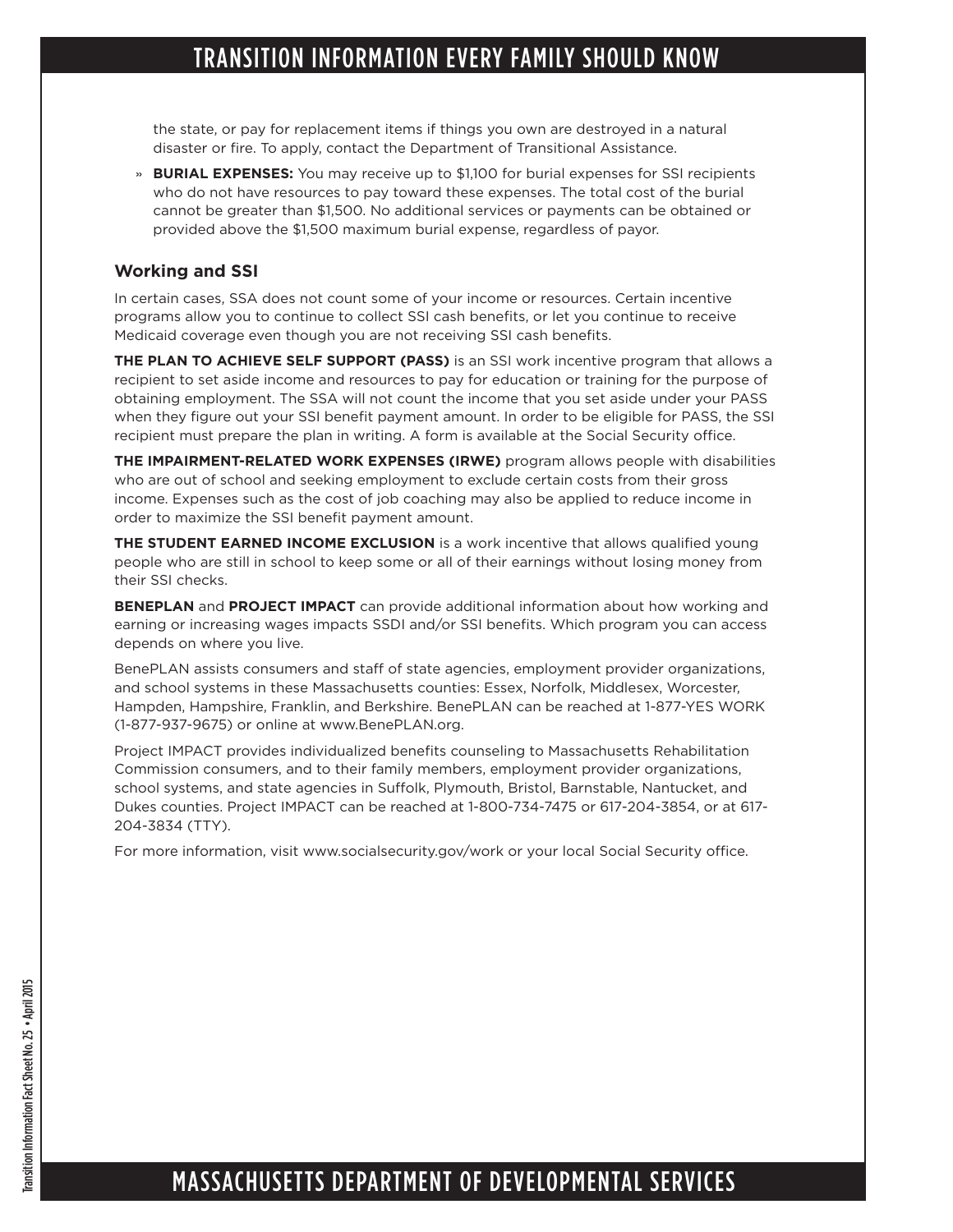the state, or pay for replacement items if things you own are destroyed in a natural disaster or fire. To apply, contact the Department of Transitional Assistance.

» **BURIAL EXPENSES:** You may receive up to $1,100 for burial expenses for SSI recipients who do not have resources to pay toward these expenses. The total cost of the burial cannot be greater than $1,500. No additional services or payments can be obtained or provided above the $1,500 maximum burial expense, regardless of payor.

### Working and SSI

In certain cases, SSA does not count some of your income or resources. Certain incentive programs allow you to continue to collect SSI cash benefits, or let you continue to receive Medicaid coverage even though you are not receiving SSI cash benefits.

**THE PLAN TO ACHIEVE SELF SUPPORT (PASS)** is an SSI work incentive program that allows a recipient to set aside income and resources to pay for education or training for the purpose of obtaining employment. The SSA will not count the income that you set aside under your PASS when they figure out your SSI benefit payment amount. In order to be eligible for PASS, the SSI recipient must prepare the plan in writing. A form is available at the Social Security office.

**THE IMPAIRMENT-RELATED WORK EXPENSES (IRWE)** program allows people with disabilities who are out of school and seeking employment to exclude certain costs from their gross income. Expenses such as the cost of job coaching may also be applied to reduce income in order to maximize the SSI benefit payment amount.

**THE STUDENT EARNED INCOME EXCLUSION** is a work incentive that allows qualified young people who are still in school to keep some or all of their earnings without losing money from their SSI checks.

**BENEPLAN** and **PROJECT IMPACT** can provide additional information about how working and earning or increasing wages impacts SSDI and/or SSI benefits. Which program you can access depends on where you live.

BenePLAN assists consumers and staff of state agencies, employment provider organizations, and school systems in these Massachusetts counties: Essex, Norfolk, Middlesex, Worcester, Hampden, Hampshire, Franklin, and Berkshire. BenePLAN can be reached at 1-877-YES WORK (1-877-937-9675) or online at www.BenePLAN.org.

Project IMPACT provides individualized benefits counseling to Massachusetts Rehabilitation Commission consumers, and to their family members, employment provider organizations, school systems, and state agencies in Suffolk, Plymouth, Bristol, Barnstable, Nantucket, and Dukes counties. Project IMPACT can be reached at 1-800-734-7475 or 617-204-3854, or at 617-204-3834 (TTY).

For more information, visit www.socialsecurity.gov/work or your local Social Security office.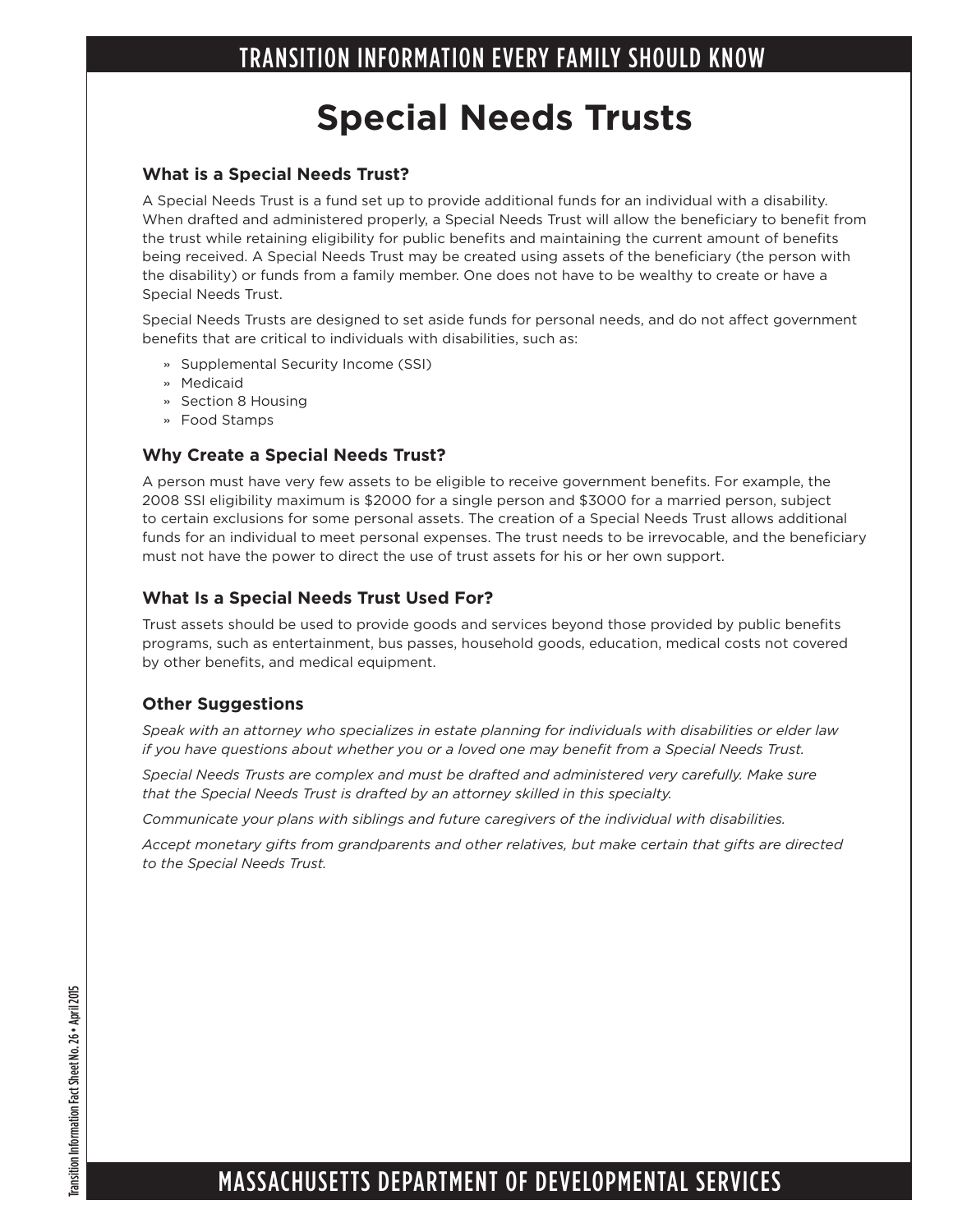TRANSITION INFORMATION EVERY FAMILY SHOULD KNOW

# Special Needs Trusts

### What is a Special Needs Trust?

A Special Needs Trust is a fund set up to provide additional funds for an individual with a disability. When drafted and administered properly, a Special Needs Trust will allow the beneficiary to benefit from the trust while retaining eligibility for public benefits and maintaining the current amount of benefits being received. A Special Needs Trust may be created using assets of the beneficiary (the person with the disability) or funds from a family member. One does not have to be wealthy to create or have a Special Needs Trust.

Special Needs Trusts are designed to set aside funds for personal needs, and do not affect government benefits that are critical to individuals with disabilities, such as:

- Supplemental Security Income (SSI)
- Medicaid
- Section 8 Housing
- Food Stamps

### Why Create a Special Needs Trust?

A person must have very few assets to be eligible to receive government benefits. For example, the 2008 SSI eligibility maximum is $2000 for a single person and $3000 for a married person, subject to certain exclusions for some personal assets. The creation of a Special Needs Trust allows additional funds for an individual to meet personal expenses. The trust needs to be irrevocable, and the beneficiary must not have the power to direct the use of trust assets for his or her own support.

### What Is a Special Needs Trust Used For?

Trust assets should be used to provide goods and services beyond those provided by public benefits programs, such as entertainment, bus passes, household goods, education, medical costs not covered by other benefits, and medical equipment.

### Other Suggestions

*Speak with an attorney who specializes in estate planning for individuals with disabilities or elder law if you have questions about whether you or a loved one may benefit from a Special Needs Trust.*

*Special Needs Trusts are complex and must be drafted and administered very carefully. Make sure that the Special Needs Trust is drafted by an attorney skilled in this specialty.*

*Communicate your plans with siblings and future caregivers of the individual with disabilities.*

*Accept monetary gifts from grandparents and other relatives, but make certain that gifts are directed to the Special Needs Trust.*

Transition Information Fact Sheet No. 26 • April 2015

MASSACHUSETTS DEPARTMENT OF DEVELOPMENTAL SERVICES